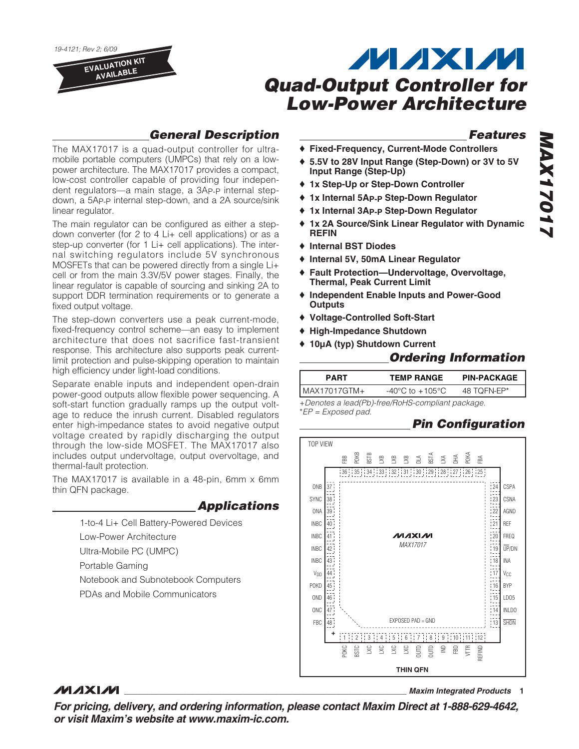19-4121; Rev 2; 6/09

EVALUATION KIT AVAILABLE

# Quad-Output Controller for Low-Power Architecture

## General Description

The MAX17017 is a quad-output controller for ultra-mobile portable computers (UMPCs) that rely on a low-power architecture. The MAX17017 provides a compact, low-cost controller capable of providing four independent regulators—a main stage, a $3A_{P-P}$ internal step-down, a $5A_{P-P}$ internal step-down, and a 2A source/sink linear regulator.

The main regulator can be configured as either a step-down converter (for 2 to 4 Li+ cell applications) or as a step-up converter (for 1 Li+ cell applications). The internal switching regulators include 5V synchronous MOSFETs that can be powered directly from a single Li+ cell or from the main 3.3V/5V power stages. Finally, the linear regulator is capable of sourcing and sinking 2A to support DDR termination requirements or to generate a fixed output voltage.

The step-down converters use a peak current-mode, fixed-frequency control scheme—an easy to implement architecture that does not sacrifice fast-transient response. This architecture also supports peak current-limit protection and pulse-skipping operation to maintain high efficiency under light-load conditions.

Separate enable inputs and independent open-drain power-good outputs allow flexible power sequencing. A soft-start function gradually ramps up the output voltage to reduce the inrush current. Disabled regulators enter high-impedance states to avoid negative output voltage created by rapidly discharging the output through the low-side MOSFET. The MAX17017 also includes output undervoltage, output overvoltage, and thermal-fault protection.

The MAX17017 is available in a 48-pin, 6mm x 6mm thin QFN package.

## Applications

- 1-to-4 Li+ Cell Battery-Powered Devices
- Low-Power Architecture
- Ultra-Mobile PC (UMPC)
- Portable Gaming
- Notebook and Subnotebook Computers
- PDAs and Mobile Communicators

## Features

- ♦ **Fixed-Frequency, Current-Mode Controllers**
- ♦ **5.5V to 28V Input Range (Step-Down) or 3V to 5V Input Range (Step-Up)**
- ♦ **1x Step-Up or Step-Down Controller**
- ♦ **1x Internal $5A_{P-P}$ Step-Down Regulator**
- ♦ **1x Internal $3A_{P-P}$ Step-Down Regulator**
- ♦ **1x 2A Source/Sink Linear Regulator with Dynamic REFIN**
- ♦ **Internal BST Diodes**
- ♦ **Internal 5V, 50mA Linear Regulator**
- ♦ **Fault Protection—Undervoltage, Overvoltage, Thermal, Peak Current Limit**
- ♦ **Independent Enable Inputs and Power-Good Outputs**
- ♦ **Voltage-Controlled Soft-Start**
- ♦ **High-Impedance Shutdown**
- ♦ **10µA (typ) Shutdown Current**

## Ordering Information

| PART | TEMP RANGE | PIN-PACKAGE |
|---|---|---|
| MAX17017GTM+ | -40°C to +105°C | 48 TQFN-EP* |

*+Denotes a lead(Pb)-free/RoHS-compliant package.*
*\*EP = Exposed pad.*

## Pin Configuration

TOP VIEW

Top (36 to 25): FBB, POKB, BSTB, LXB, LXB, LXB, DLA, BSTA, LXA, DHA, POKA, FBA

Left (37 to 48): ONB, SYNC, ONA, INBC, INBC, INBC, INBC, $V_{DD}$, POKD, OND, ONC, FBC

Right (24 to 13): CSPA, CSNA, AGND, REF, FREQ, UP/DN, INA, $V_{CC}$, BYP, LDO5, INLDO, SHDN

Bottom (1 to 12): POKC, BSTC, LXC, LXC, LXC, LXC, OUTD, OUTD, IND, FBD, VTTR, REFIND

MAX17017

EXPOSED PAD = GND

THIN QFN

**For pricing, delivery, and ordering information, please contact Maxim Direct at 1-888-629-4642, or visit Maxim's website at www.maxim-ic.com.**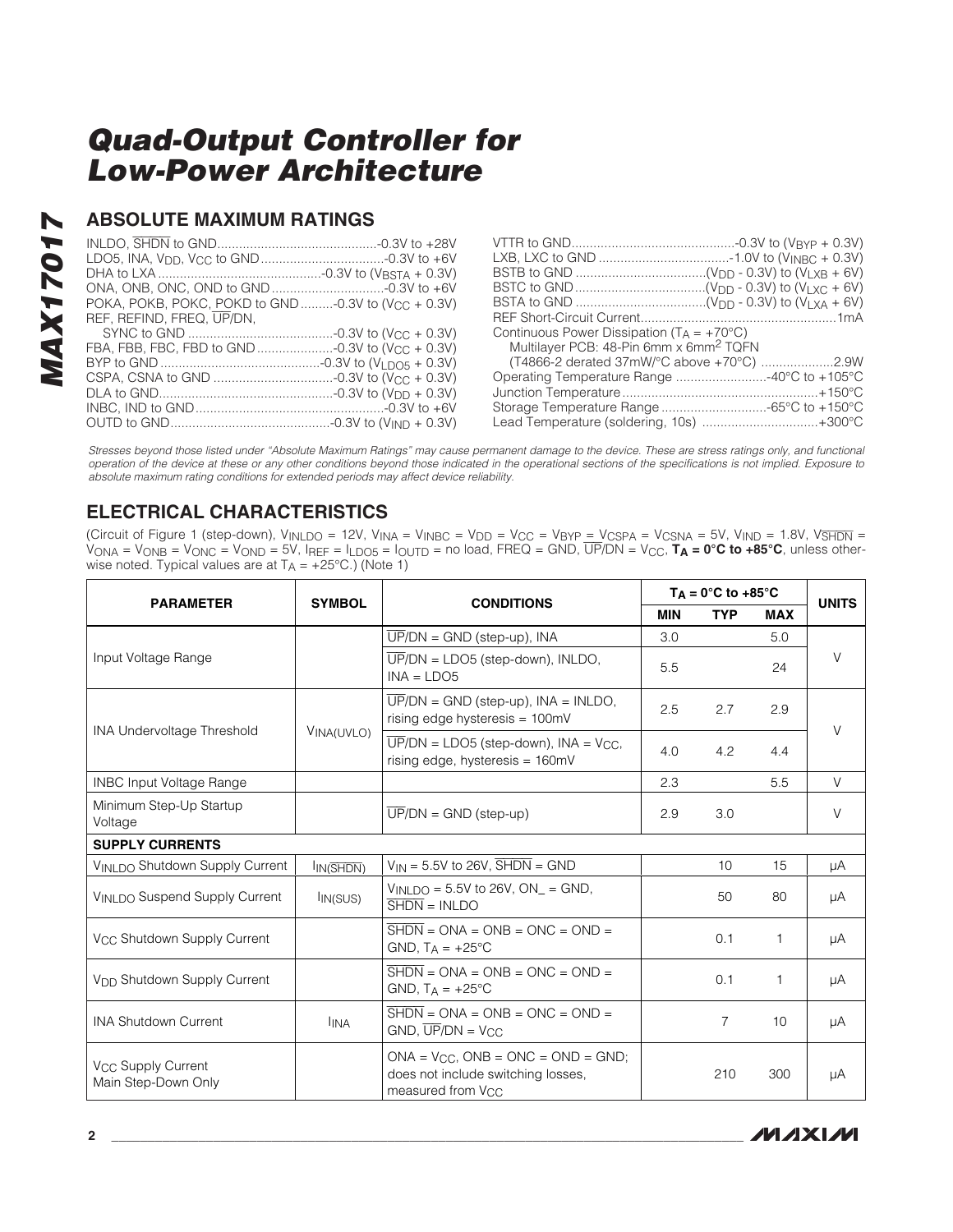## ABSOLUTE MAXIMUM RATINGS

INLDO, $\overline{SHDN}$ to GND ........................................... -0.3V to +28V
LDO5, INA, $V_{DD}$, $V_{CC}$ to GND .................................. -0.3V to +6V
DHA to LXA ............................................. -0.3V to ($V_{BSTA}$ + 0.3V)
ONA, ONB, ONC, OND to GND ............................... -0.3V to +6V
POKA, POKB, POKC, $\overline{POKD}$ to GND ......... -0.3V to ($V_{CC}$ + 0.3V)
REF, REFIND, FREQ, $\overline{UP}$/DN,
SYNC to GND ........................................ -0.3V to ($V_{CC}$ + 0.3V)
FBA, FBB, FBC, FBD to GND ..................... -0.3V to ($V_{CC}$ + 0.3V)
BYP to GND ........................................... -0.3V to ($V_{LDO5}$ + 0.3V)
CSPA, CSNA to GND ................................. -0.3V to ($V_{CC}$ + 0.3V)
DLA to GND ................................................ -0.3V to ($V_{DD}$ + 0.3V)
INBC, IND to GND .................................................... -0.3V to +6V
OUTD to GND ............................................ -0.3V to ($V_{IND}$ + 0.3V)

VTTR to GND ............................................ -0.3V to ($V_{BYP}$ + 0.3V)
LXB, LXC to GND .................................... -1.0V to ($V_{INBC}$ + 0.3V)
BSTB to GND .................................... ($V_{DD}$ - 0.3V) to ($V_{LXB}$ + 6V)
BSTC to GND .................................... ($V_{DD}$ - 0.3V) to ($V_{LXC}$ + 6V)
BSTA to GND .................................... ($V_{DD}$ - 0.3V) to ($V_{LXA}$ + 6V)
REF Short-Circuit Current ..................................................... 1mA
Continuous Power Dissipation ($T_A$ = +70°C)
Multilayer PCB: 48-Pin 6mm x 6mm[2] TQFN
(T4866-2 derated 37mW/°C above +70°C) .................... 2.9W
Operating Temperature Range ......................... -40°C to +105°C
Junction Temperature ..................................................... +150°C
Storage Temperature Range ............................ -65°C to +150°C
Lead Temperature (soldering, 10s) ................................ +300°C

*Stresses beyond those listed under "Absolute Maximum Ratings" may cause permanent damage to the device. These are stress ratings only, and functional operation of the device at these or any other conditions beyond those indicated in the operational sections of the specifications is not implied. Exposure to absolute maximum rating conditions for extended periods may affect device reliability.*

## ELECTRICAL CHARACTERISTICS

(Circuit of Figure 1 (step-down), $V_{INLDO}$ = 12V, $V_{INA}$ = $V_{INBC}$ = $V_{DD}$ = $V_{CC}$ = $V_{BYP}$ = $V_{CSPA}$ = $V_{CSNA}$ = 5V, $V_{IND}$ = 1.8V, $V_{\overline{SHDN}}$ = $V_{ONA}$ = $V_{ONB}$ = $V_{ONC}$ = $V_{OND}$ = 5V, $I_{REF}$ = $I_{LDO5}$ = $I_{OUTD}$ = no load, FREQ = GND, $\overline{UP}$/DN = $V_{CC}$, **$T_A$ = 0°C to +85°C**, unless otherwise noted. Typical values are at $T_A$ = +25°C.) (Note 1)

| PARAMETER | SYMBOL | CONDITIONS | $T_A$ = 0°C to +85°C | | | UNITS |
|---|---|---|---|---|---|---|
| | | | MIN | TYP | MAX | |
| Input Voltage Range | | $\overline{UP}$/DN = GND (step-up), INA | 3.0 | | 5.0 | V |
| | | $\overline{UP}$/DN = LDO5 (step-down), INLDO, INA = LDO5 | 5.5 | | 24 | |
| INA Undervoltage Threshold | $V_{INA(UVLO)}$ | $\overline{UP}$/DN = GND (step-up), INA = INLDO, rising edge hysteresis = 100mV | 2.5 | 2.7 | 2.9 | V |
| | | $\overline{UP}$/DN = LDO5 (step-down), INA = $V_{CC}$, rising edge, hysteresis = 160mV | 4.0 | 4.2 | 4.4 | |
| INBC Input Voltage Range | | | 2.3 | | 5.5 | V |
| Minimum Step-Up Startup Voltage | | $\overline{UP}$/DN = GND (step-up) | 2.9 | 3.0 | | V |
| **SUPPLY CURRENTS** | | | | | | |
| $V_{INLDO}$ Shutdown Supply Current | $I_{IN(\overline{SHDN})}$ | $V_{IN}$ = 5.5V to 26V, $\overline{SHDN}$ = GND | | 10 | 15 | µA |
| $V_{INLDO}$ Suspend Supply Current | $I_{IN(SUS)}$ | $V_{INLDO}$ = 5.5V to 26V, ON_ = GND, $\overline{SHDN}$ = INLDO | | 50 | 80 | µA |
| $V_{CC}$ Shutdown Supply Current | | $\overline{SHDN}$ = ONA = ONB = ONC = OND = GND, $T_A$ = +25°C | | 0.1 | 1 | µA |
| $V_{DD}$ Shutdown Supply Current | | $\overline{SHDN}$ = ONA = ONB = ONC = OND = GND, $T_A$ = +25°C | | 0.1 | 1 | µA |
| INA Shutdown Current | $I_{INA}$ | $\overline{SHDN}$ = ONA = ONB = ONC = OND = GND, $\overline{UP}$/DN = $V_{CC}$ | | 7 | 10 | µA |
| $V_{CC}$ Supply Current Main Step-Down Only | | ONA = $V_{CC}$, ONB = ONC = OND = GND; does not include switching losses, measured from $V_{CC}$ | | 210 | 300 | µA |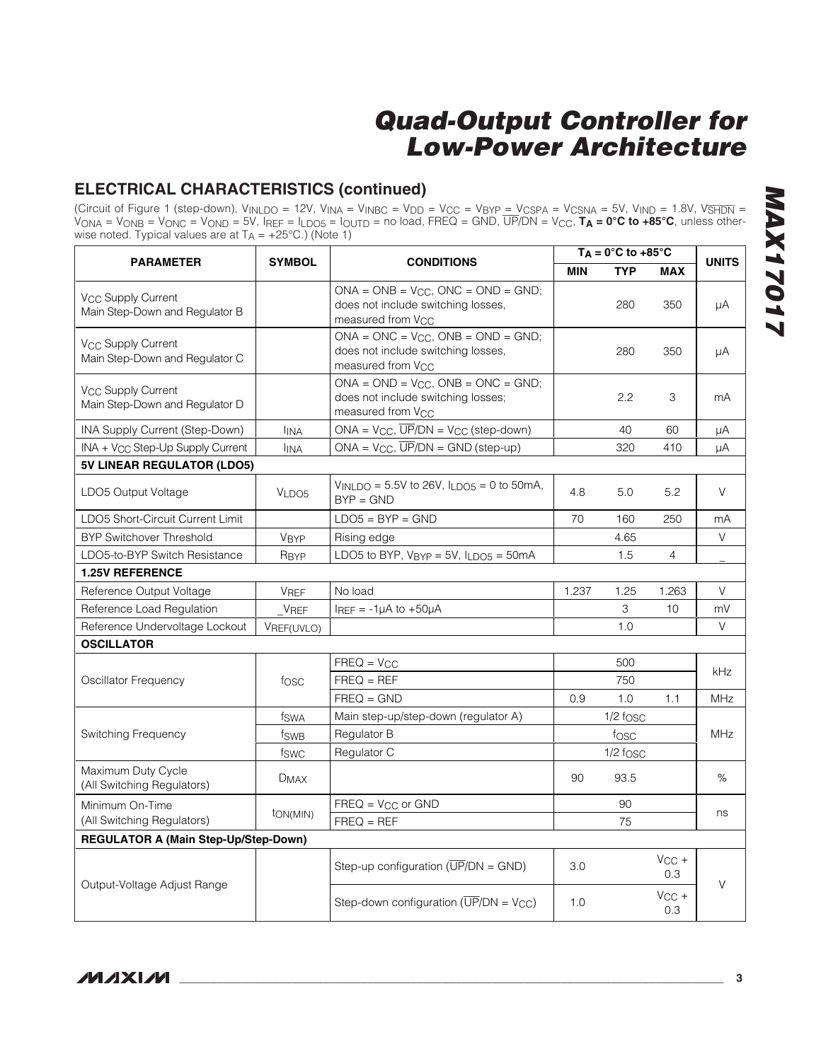## ELECTRICAL CHARACTERISTICS (continued)

(Circuit of Figure 1 (step-down), $V_{INLDO}$ = 12V, $V_{INA}$ = $V_{INBC}$ = $V_{DD}$ = $V_{CC}$ = $V_{BYP}$ = $V_{CSPA}$ = $V_{CSNA}$ = 5V, $V_{IND}$ = 1.8V, $V_{\overline{SHDN}}$ = $V_{ONA}$ = $V_{ONB}$ = $V_{ONC}$ = $V_{OND}$ = 5V, $I_{REF}$ = $I_{LDO5}$ = $I_{OUTD}$ = no load, FREQ = GND, $\overline{UP}$/DN = $V_{CC}$, **$T_A$ = 0°C to +85°C**, unless otherwise noted. Typical values are at $T_A$ = +25°C.) (Note 1)

| PARAMETER | SYMBOL | CONDITIONS | $T_A$ = 0°C to +85°C | | | UNITS |
|---|---|---|---|---|---|---|
| | | | MIN | TYP | MAX | |
| $V_{CC}$ Supply Current Main Step-Down and Regulator B | | ONA = ONB = $V_{CC}$, ONC = OND = GND; does not include switching losses, measured from $V_{CC}$ | | 280 | 350 | µA |
| $V_{CC}$ Supply Current Main Step-Down and Regulator C | | ONA = ONC = $V_{CC}$, ONB = OND = GND; does not include switching losses, measured from $V_{CC}$ | | 280 | 350 | µA |
| $V_{CC}$ Supply Current Main Step-Down and Regulator D | | ONA = OND = $V_{CC}$, ONB = ONC = GND; does not include switching losses; measured from $V_{CC}$ | | 2.2 | 3 | mA |
| INA Supply Current (Step-Down) | $I_{INA}$ | ONA = $V_{CC}$, $\overline{UP}$/DN = $V_{CC}$ (step-down) | | 40 | 60 | µA |
| INA + $V_{CC}$ Step-Up Supply Current | $I_{INA}$ | ONA = $V_{CC}$, $\overline{UP}$/DN = GND (step-up) | | 320 | 410 | µA |
| **5V LINEAR REGULATOR (LDO5)** | | | | | | |
| LDO5 Output Voltage | $V_{LDO5}$ | $V_{INLDO}$ = 5.5V to 26V, $I_{LDO5}$ = 0 to 50mA, BYP = GND | 4.8 | 5.0 | 5.2 | V |
| LDO5 Short-Circuit Current Limit | | LDO5 = BYP = GND | 70 | 160 | 250 | mA |
| BYP Switchover Threshold | $V_{BYP}$ | Rising edge | | 4.65 | | V |
| LDO5-to-BYP Switch Resistance | $R_{BYP}$ | LDO5 to BYP, $V_{BYP}$ = 5V, $I_{LDO5}$ = 50mA | | 1.5 | 4 | _ |
| **1.25V REFERENCE** | | | | | | |
| Reference Output Voltage | $V_{REF}$ | No load | 1.237 | 1.25 | 1.263 | V |
| Reference Load Regulation | _VREF | $I_{REF}$ = -1µA to +50µA | | 3 | 10 | mV |
| Reference Undervoltage Lockout | $V_{REF(UVLO)}$ | | | 1.0 | | V |
| **OSCILLATOR** | | | | | | |
| Oscillator Frequency | $f_{OSC}$ | FREQ = $V_{CC}$ | | 500 | | kHz |
| | | FREQ = REF | | 750 | | kHz |
| | | FREQ = GND | 0.9 | 1.0 | 1.1 | MHz |
| Switching Frequency | $f_{SWA}$ | Main step-up/step-down (regulator A) | | 1/2 $f_{OSC}$ | | MHz |
| | $f_{SWB}$ | Regulator B | | $f_{OSC}$ | | |
| | $f_{SWC}$ | Regulator C | | 1/2 $f_{OSC}$ | | |
| Maximum Duty Cycle (All Switching Regulators) | $D_{MAX}$ | | 90 | 93.5 | | % |
| Minimum On-Time (All Switching Regulators) | $t_{ON(MIN)}$ | FREQ = $V_{CC}$ or GND | | 90 | | ns |
| | | FREQ = REF | | 75 | | |
| **REGULATOR A (Main Step-Up/Step-Down)** | | | | | | |
| Output-Voltage Adjust Range | | Step-up configuration ($\overline{UP}$/DN = GND) | 3.0 | | $V_{CC}$ + 0.3 | V |
| | | Step-down configuration ($\overline{UP}$/DN = $V_{CC}$) | 1.0 | | $V_{CC}$ + 0.3 | |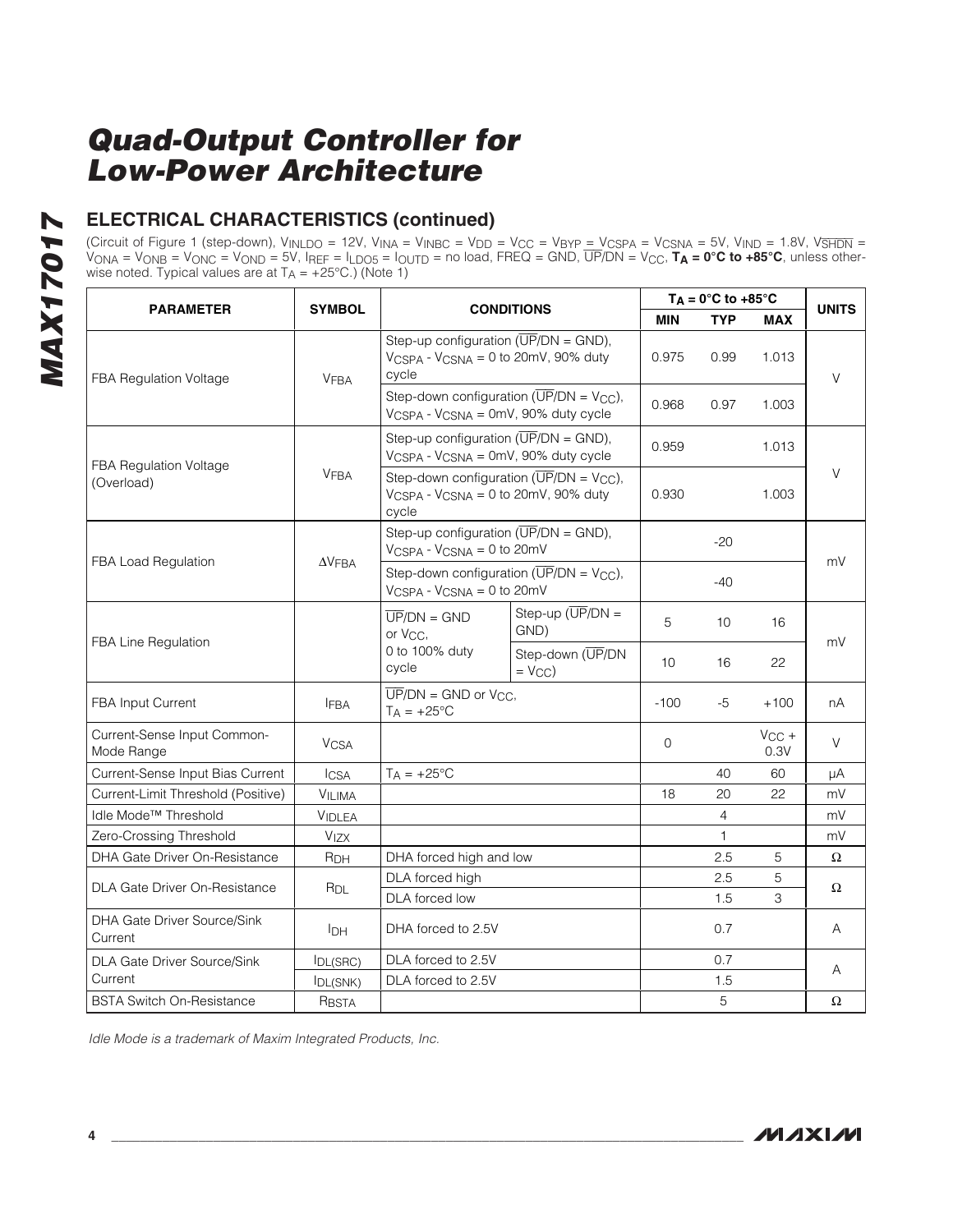## ELECTRICAL CHARACTERISTICS (continued)

(Circuit of Figure 1 (step-down), $V_{INLDO}$ = 12V, $V_{INA}$ = $V_{INBC}$ = $V_{DD}$ = $V_{CC}$ = $V_{BYP}$ = $V_{CSPA}$ = $V_{CSNA}$ = 5V, $V_{IND}$ = 1.8V, $V_{\overline{SHDN}}$ = $V_{ONA}$ = $V_{ONB}$ = $V_{ONC}$ = $V_{OND}$ = 5V, $I_{REF}$ = $I_{LDO5}$ = $I_{OUTD}$ = no load, FREQ = GND, $\overline{UP}$/DN = $V_{CC}$, **$T_A$ = 0°C to +85°C**, unless otherwise noted. Typical values are at $T_A$ = +25°C.) (Note 1)

| PARAMETER | SYMBOL | CONDITIONS | | $T_A$ = 0°C to +85°C | | | UNITS |
|---|---|---|---|---|---|---|---|
| | | | | MIN | TYP | MAX | |
| FBA Regulation Voltage | $V_{FBA}$ | Step-up configuration ($\overline{UP}$/DN = GND), $V_{CSPA}$ - $V_{CSNA}$ = 0 to 20mV, 90% duty cycle | | 0.975 | 0.99 | 1.013 | V |
| | | Step-down configuration ($\overline{UP}$/DN = $V_{CC}$), $V_{CSPA}$ - $V_{CSNA}$ = 0mV, 90% duty cycle | | 0.968 | 0.97 | 1.003 | |
| FBA Regulation Voltage (Overload) | $V_{FBA}$ | Step-up configuration ($\overline{UP}$/DN = GND), $V_{CSPA}$ - $V_{CSNA}$ = 0mV, 90% duty cycle | | 0.959 | | 1.013 | V |
| | | Step-down configuration ($\overline{UP}$/DN = $V_{CC}$), $V_{CSPA}$ - $V_{CSNA}$ = 0 to 20mV, 90% duty cycle | | 0.930 | | 1.003 | |
| FBA Load Regulation | $\Delta V_{FBA}$ | Step-up configuration ($\overline{UP}$/DN = GND), $V_{CSPA}$ - $V_{CSNA}$ = 0 to 20mV | | | -20 | | mV |
| | | Step-down configuration ($\overline{UP}$/DN = $V_{CC}$), $V_{CSPA}$ - $V_{CSNA}$ = 0 to 20mV | | | -40 | | |
| FBA Line Regulation | | $\overline{UP}$/DN = GND or $V_{CC}$, 0 to 100% duty cycle | Step-up ($\overline{UP}$/DN = GND) | 5 | 10 | 16 | mV |
| | | | Step-down ($\overline{UP}$/DN = $V_{CC}$) | 10 | 16 | 22 | |
| FBA Input Current | $I_{FBA}$ | $\overline{UP}$/DN = GND or $V_{CC}$, $T_A$ = +25°C | | -100 | -5 | +100 | nA |
| Current-Sense Input Common-Mode Range | $V_{CSA}$ | | | 0 | | $V_{CC}$ + 0.3V | V |
| Current-Sense Input Bias Current | $I_{CSA}$ | $T_A$ = +25°C | | | 40 | 60 | µA |
| Current-Limit Threshold (Positive) | $V_{ILIMA}$ | | | 18 | 20 | 22 | mV |
| Idle Mode™ Threshold | $V_{IDLEA}$ | | | | 4 | | mV |
| Zero-Crossing Threshold | $V_{IZX}$ | | | | 1 | | mV |
| DHA Gate Driver On-Resistance | $R_{DH}$ | DHA forced high and low | | | 2.5 | 5 | Ω |
| DLA Gate Driver On-Resistance | $R_{DL}$ | DLA forced high | | | 2.5 | 5 | Ω |
| | | DLA forced low | | | 1.5 | 3 | |
| DHA Gate Driver Source/Sink Current | $I_{DH}$ | DHA forced to 2.5V | | | 0.7 | | A |
| DLA Gate Driver Source/Sink Current | $I_{DL(SRC)}$ | DLA forced to 2.5V | | | 0.7 | | A |
| | $I_{DL(SNK)}$ | DLA forced to 2.5V | | | 1.5 | | |
| BSTA Switch On-Resistance | $R_{BSTA}$ | | | | 5 | | Ω |

*Idle Mode is a trademark of Maxim Integrated Products, Inc.*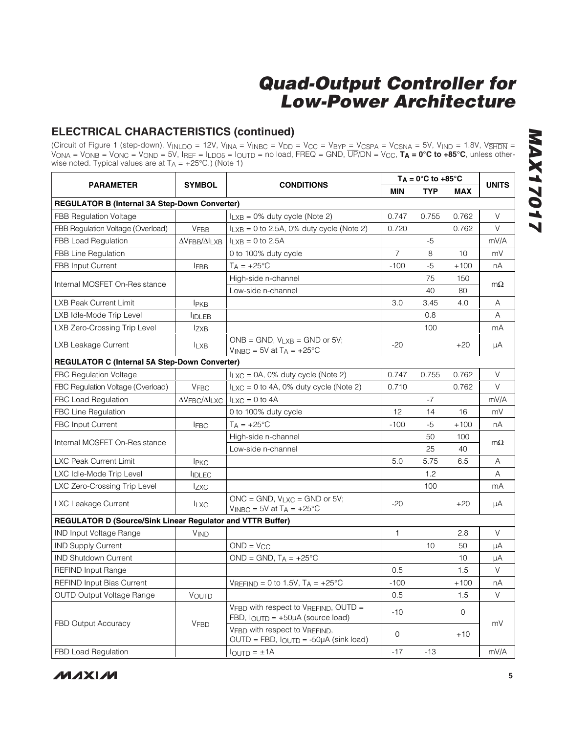# Quad-Output Controller for Low-Power Architecture

## ELECTRICAL CHARACTERISTICS (continued)

(Circuit of Figure 1 (step-down), $V_{INLDO}$ = 12V, $V_{INA}$ = $V_{INBC}$ = $V_{DD}$ = $V_{CC}$ = $V_{BYP}$ = $V_{CSPA}$ = $V_{CSNA}$ = 5V, $V_{IND}$ = 1.8V, $V_{\overline{SHDN}}$ = $V_{ONA}$ = $V_{ONB}$ = $V_{ONC}$ = $V_{OND}$ = 5V, $I_{REF}$ = $I_{LDO5}$ = $I_{OUTD}$ = no load, FREQ = GND, $\overline{UP}$/DN = $V_{CC}$, **$T_A$ = 0°C to +85°C**, unless otherwise noted. Typical values are at $T_A$ = +25°C.) (Note 1)

| PARAMETER | SYMBOL | CONDITIONS | $T_A$ = 0°C to +85°C | | | UNITS |
|---|---|---|---|---|---|---|
| | | | MIN | TYP | MAX | |
| **REGULATOR B (Internal 3A Step-Down Converter)** | | | | | | |
| FBB Regulation Voltage | | $I_{LXB}$ = 0% duty cycle (Note 2) | 0.747 | 0.755 | 0.762 | V |
| FBB Regulation Voltage (Overload) | $V_{FBB}$ | $I_{LXB}$ = 0 to 2.5A, 0% duty cycle (Note 2) | 0.720 | | 0.762 | V |
| FBB Load Regulation | $\Delta V_{FBB}/\Delta I_{LXB}$ | $I_{LXB}$ = 0 to 2.5A | | -5 | | mV/A |
| FBB Line Regulation | | 0 to 100% duty cycle | 7 | 8 | 10 | mV |
| FBB Input Current | $I_{FBB}$ | $T_A$ = +25°C | -100 | -5 | +100 | nA |
| Internal MOSFET On-Resistance | | High-side n-channel | | 75 | 150 | mΩ |
| | | Low-side n-channel | | 40 | 80 | |
| LXB Peak Current Limit | $I_{PKB}$ | | 3.0 | 3.45 | 4.0 | A |
| LXB Idle-Mode Trip Level | $I_{IDLEB}$ | | | 0.8 | | A |
| LXB Zero-Crossing Trip Level | $I_{ZXB}$ | | | 100 | | mA |
| LXB Leakage Current | $I_{LXB}$ | ONB = GND, $V_{LXB}$ = GND or 5V; $V_{INBC}$ = 5V at $T_A$ = +25°C | -20 | | +20 | µA |
| **REGULATOR C (Internal 5A Step-Down Converter)** | | | | | | |
| FBC Regulation Voltage | | $I_{LXC}$ = 0A, 0% duty cycle (Note 2) | 0.747 | 0.755 | 0.762 | V |
| FBC Regulation Voltage (Overload) | $V_{FBC}$ | $I_{LXC}$ = 0 to 4A, 0% duty cycle (Note 2) | 0.710 | | 0.762 | V |
| FBC Load Regulation | $\Delta V_{FBC}/\Delta I_{LXC}$ | $I_{LXC}$ = 0 to 4A | | -7 | | mV/A |
| FBC Line Regulation | | 0 to 100% duty cycle | 12 | 14 | 16 | mV |
| FBC Input Current | $I_{FBC}$ | $T_A$ = +25°C | -100 | -5 | +100 | nA |
| Internal MOSFET On-Resistance | | High-side n-channel | | 50 | 100 | mΩ |
| | | Low-side n-channel | | 25 | 40 | |
| LXC Peak Current Limit | $I_{PKC}$ | | 5.0 | 5.75 | 6.5 | A |
| LXC Idle-Mode Trip Level | $I_{IDLEC}$ | | | 1.2 | | A |
| LXC Zero-Crossing Trip Level | $I_{ZXC}$ | | | 100 | | mA |
| LXC Leakage Current | $I_{LXC}$ | ONC = GND, $V_{LXC}$ = GND or 5V; $V_{INBC}$ = 5V at $T_A$ = +25°C | -20 | | +20 | µA |
| **REGULATOR D (Source/Sink Linear Regulator and VTTR Buffer)** | | | | | | |
| IND Input Voltage Range | $V_{IND}$ | | 1 | | 2.8 | V |
| IND Supply Current | | OND = $V_{CC}$ | | 10 | 50 | µA |
| IND Shutdown Current | | OND = GND, $T_A$ = +25°C | | | 10 | µA |
| REFIND Input Range | | | 0.5 | | 1.5 | V |
| REFIND Input Bias Current | | $V_{REFIND}$ = 0 to 1.5V, $T_A$ = +25°C | -100 | | +100 | nA |
| OUTD Output Voltage Range | $V_{OUTD}$ | | 0.5 | | 1.5 | V |
| FBD Output Accuracy | $V_{FBD}$ | $V_{FBD}$ with respect to $V_{REFIND}$, OUTD = FBD, $I_{OUTD}$ = +50µA (source load) | -10 | | 0 | mV |
| | | $V_{FBD}$ with respect to $V_{REFIND}$, OUTD = FBD, $I_{OUTD}$ = -50µA (sink load) | 0 | | +10 | |
| FBD Load Regulation | | $I_{OUTD}$ = ±1A | -17 | -13 | | mV/A |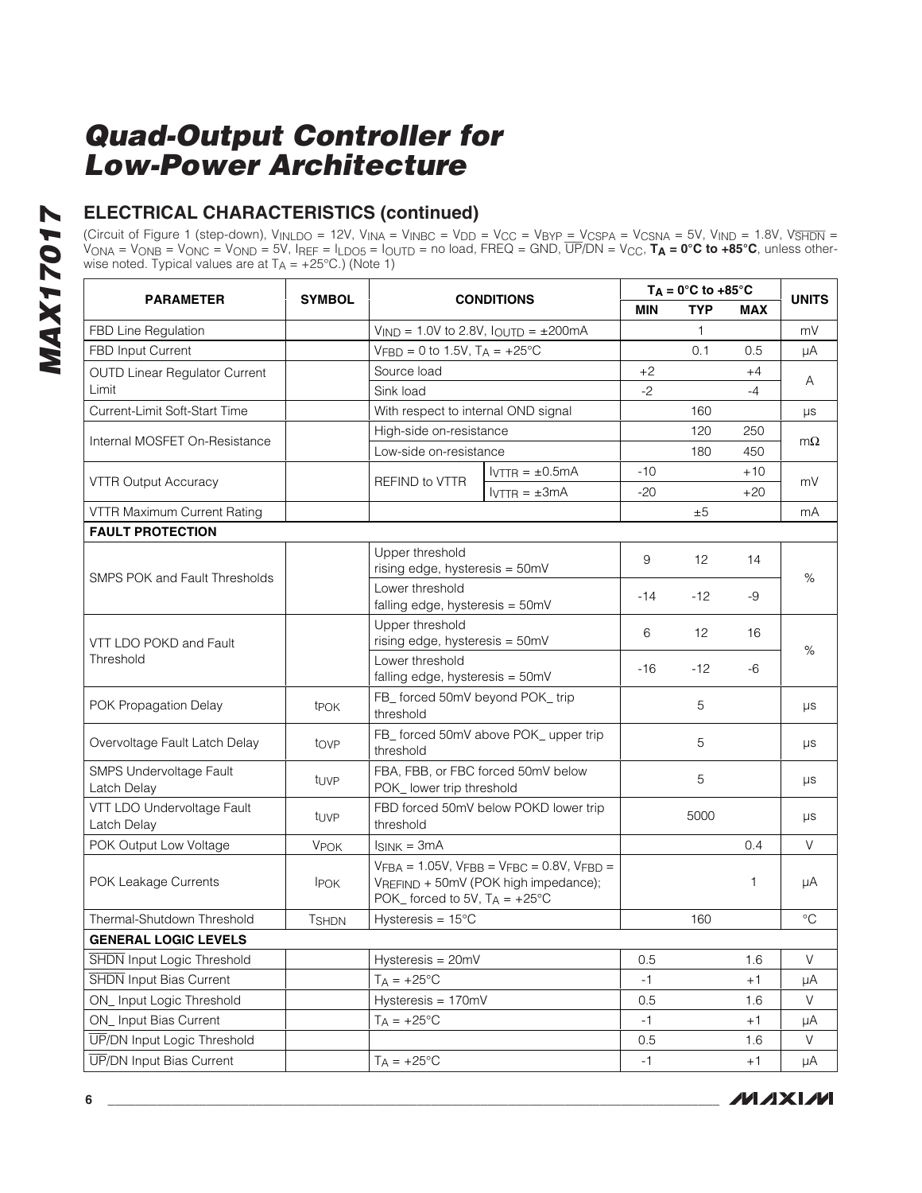# Quad-Output Controller for Low-Power Architecture

## ELECTRICAL CHARACTERISTICS (continued)

(Circuit of Figure 1 (step-down), $V_{INLDO}$ = 12V, $V_{INA}$ = $V_{INBC}$ = $V_{DD}$ = $V_{CC}$ = $V_{BYP}$ = $V_{CSPA}$ = $V_{CSNA}$ = 5V, $V_{IND}$ = 1.8V, $V_{\overline{SHDN}}$ = $V_{ONA}$ = $V_{ONB}$ = $V_{ONC}$ = $V_{OND}$ = 5V, $I_{REF}$ = $I_{LDO5}$ = $I_{OUTD}$ = no load, FREQ = GND, $\overline{UP}$/DN = $V_{CC}$, **$T_A$ = 0°C to +85°C**, unless otherwise noted. Typical values are at $T_A$ = +25°C.) (Note 1)

| PARAMETER | SYMBOL | CONDITIONS | | $T_A$ = 0°C to +85°C MIN | TYP | MAX | UNITS |
|---|---|---|---|---|---|---|---|
| FBD Line Regulation | | $V_{IND}$ = 1.0V to 2.8V, $I_{OUTD}$ = ±200mA | | | 1 | | mV |
| FBD Input Current | | $V_{FBD}$ = 0 to 1.5V, $T_A$ = +25°C | | | 0.1 | 0.5 | µA |
| OUTD Linear Regulator Current Limit | | Source load | | +2 | | +4 | A |
| | | Sink load | | -2 | | -4 | |
| Current-Limit Soft-Start Time | | With respect to internal OND signal | | | 160 | | µs |
| Internal MOSFET On-Resistance | | High-side on-resistance | | | 120 | 250 | mΩ |
| | | Low-side on-resistance | | | 180 | 450 | |
| VTTR Output Accuracy | | REFIND to VTTR | $I_{VTTR}$ = ±0.5mA | -10 | | +10 | mV |
| | | | $I_{VTTR}$ = ±3mA | -20 | | +20 | |
| VTTR Maximum Current Rating | | | | | ±5 | | mA |
| **FAULT PROTECTION** | | | | | | | |
| SMPS POK and Fault Thresholds | | Upper threshold rising edge, hysteresis = 50mV | | 9 | 12 | 14 | % |
| | | Lower threshold falling edge, hysteresis = 50mV | | -14 | -12 | -9 | |
| VTT LDO POKD and Fault Threshold | | Upper threshold rising edge, hysteresis = 50mV | | 6 | 12 | 16 | % |
| | | Lower threshold falling edge, hysteresis = 50mV | | -16 | -12 | -6 | |
| POK Propagation Delay | $t_{POK}$ | FB_ forced 50mV beyond POK_ trip threshold | | | 5 | | µs |
| Overvoltage Fault Latch Delay | $t_{OVP}$ | FB_ forced 50mV above POK_ upper trip threshold | | | 5 | | µs |
| SMPS Undervoltage Fault Latch Delay | $t_{UVP}$ | FBA, FBB, or FBC forced 50mV below POK_ lower trip threshold | | | 5 | | µs |
| VTT LDO Undervoltage Fault Latch Delay | $t_{UVP}$ | FBD forced 50mV below POKD lower trip threshold | | | 5000 | | µs |
| POK Output Low Voltage | $V_{POK}$ | $I_{SINK}$ = 3mA | | | | 0.4 | V |
| POK Leakage Currents | $I_{POK}$ | $V_{FBA}$ = 1.05V, $V_{FBB}$ = $V_{FBC}$ = 0.8V, $V_{FBD}$ = $V_{REFIND}$ + 50mV (POK high impedance); POK_ forced to 5V, $T_A$ = +25°C | | | | 1 | µA |
| Thermal-Shutdown Threshold | $T_{SHDN}$ | Hysteresis = 15°C | | | 160 | | °C |
| **GENERAL LOGIC LEVELS** | | | | | | | |
| $\overline{SHDN}$ Input Logic Threshold | | Hysteresis = 20mV | | 0.5 | | 1.6 | V |
| $\overline{SHDN}$ Input Bias Current | | $T_A$ = +25°C | | -1 | | +1 | µA |
| ON_ Input Logic Threshold | | Hysteresis = 170mV | | 0.5 | | 1.6 | V |
| ON_ Input Bias Current | | $T_A$ = +25°C | | -1 | | +1 | µA |
| $\overline{UP}$/DN Input Logic Threshold | | | | 0.5 | | 1.6 | V |
| $\overline{UP}$/DN Input Bias Current | | $T_A$ = +25°C | | -1 | | +1 | µA |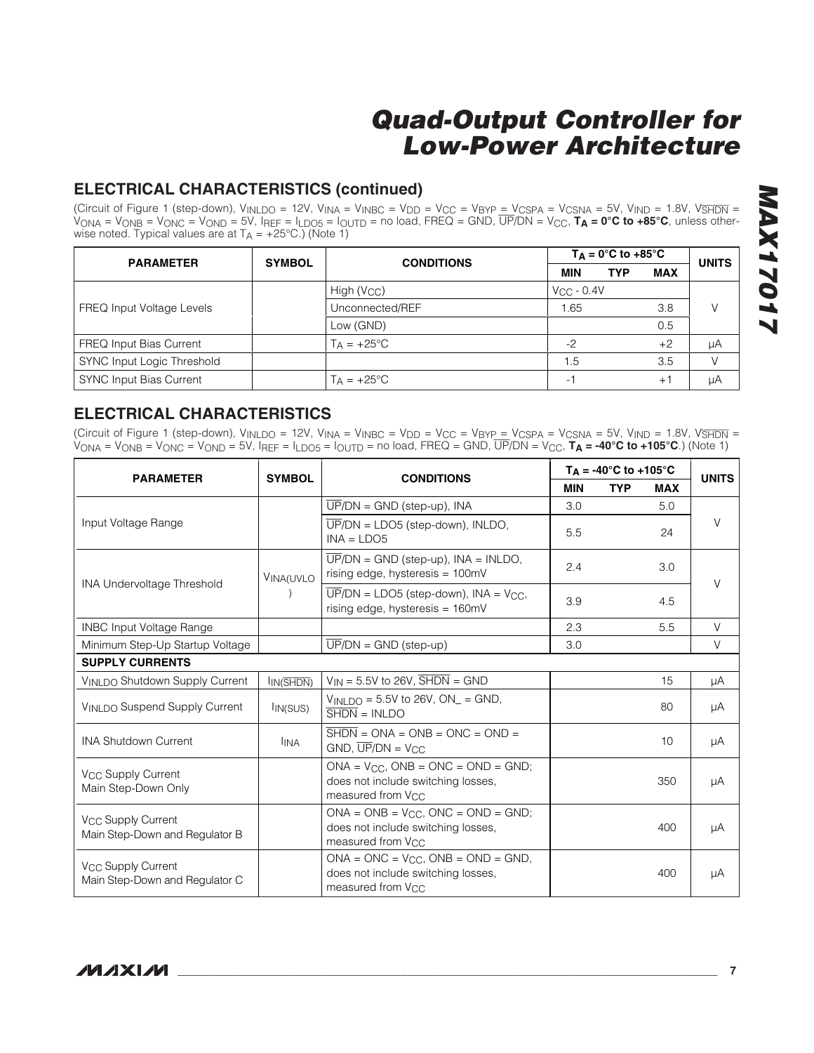## ELECTRICAL CHARACTERISTICS (continued)

(Circuit of Figure 1 (step-down), $V_{INLDO}$ = 12V, $V_{INA}$ = $V_{INBC}$ = $V_{DD}$ = $V_{CC}$ = $V_{BYP}$ = $V_{CSPA}$ = $V_{CSNA}$ = 5V, $V_{IND}$ = 1.8V, $V_{\overline{SHDN}}$ = $V_{ONA}$ = $V_{ONB}$ = $V_{ONC}$ = $V_{OND}$ = 5V, $I_{REF}$ = $I_{LDO5}$ = $I_{OUTD}$ = no load, FREQ = GND, $\overline{UP}$/DN = $V_{CC}$, **$T_A$ = 0°C to +85°C**, unless otherwise noted. Typical values are at $T_A$ = +25°C.) (Note 1)

| PARAMETER | SYMBOL | CONDITIONS | $T_A$ = 0°C to +85°C | | | UNITS |
|---|---|---|---|---|---|---|
| | | | MIN | TYP | MAX | |
| FREQ Input Voltage Levels | | High ($V_{CC}$) | $V_{CC}$ - 0.4V | | | V |
| | | Unconnected/REF | 1.65 | | 3.8 | |
| | | Low (GND) | | | 0.5 | |
| FREQ Input Bias Current | | $T_A$ = +25°C | -2 | | +2 | µA |
| SYNC Input Logic Threshold | | | 1.5 | | 3.5 | V |
| SYNC Input Bias Current | | $T_A$ = +25°C | -1 | | +1 | µA |

## ELECTRICAL CHARACTERISTICS

(Circuit of Figure 1 (step-down), $V_{INLDO}$ = 12V, $V_{INA}$ = $V_{INBC}$ = $V_{DD}$ = $V_{CC}$ = $V_{BYP}$ = $V_{CSPA}$ = $V_{CSNA}$ = 5V, $V_{IND}$ = 1.8V, $V_{\overline{SHDN}}$ = $V_{ONA}$ = $V_{ONB}$ = $V_{ONC}$ = $V_{OND}$ = 5V, $I_{REF}$ = $I_{LDO5}$ = $I_{OUTD}$ = no load, FREQ = GND, $\overline{UP}$/DN = $V_{CC}$, **$T_A$ = -40°C to +105°C**.) (Note 1)

| PARAMETER | SYMBOL | CONDITIONS | $T_A$ = -40°C to +105°C | | | UNITS |
|---|---|---|---|---|---|---|
| | | | MIN | TYP | MAX | |
| Input Voltage Range | | $\overline{UP}$/DN = GND (step-up), INA | 3.0 | | 5.0 | V |
| | | $\overline{UP}$/DN = LDO5 (step-down), INLDO, INA = LDO5 | 5.5 | | 24 | |
| INA Undervoltage Threshold | $V_{INA(UVLO)}$ | $\overline{UP}$/DN = GND (step-up), INA = INLDO, rising edge, hysteresis = 100mV | 2.4 | | 3.0 | V |
| | | $\overline{UP}$/DN = LDO5 (step-down), INA = $V_{CC}$, rising edge, hysteresis = 160mV | 3.9 | | 4.5 | |
| INBC Input Voltage Range | | | 2.3 | | 5.5 | V |
| Minimum Step-Up Startup Voltage | | $\overline{UP}$/DN = GND (step-up) | 3.0 | | | V |
| **SUPPLY CURRENTS** | | | | | | |
| $V_{INLDO}$ Shutdown Supply Current | $I_{IN(\overline{SHDN})}$ | $V_{IN}$ = 5.5V to 26V, $\overline{SHDN}$ = GND | | | 15 | µA |
| $V_{INLDO}$ Suspend Supply Current | $I_{IN(SUS)}$ | $V_{INLDO}$ = 5.5V to 26V, ON_ = GND, $\overline{SHDN}$ = INLDO | | | 80 | µA |
| INA Shutdown Current | $I_{INA}$ | $\overline{SHDN}$ = ONA = ONB = ONC = OND = GND, $\overline{UP}$/DN = $V_{CC}$ | | | 10 | µA |
| $V_{CC}$ Supply Current Main Step-Down Only | | ONA = $V_{CC}$, ONB = ONC = OND = GND; does not include switching losses, measured from $V_{CC}$ | | | 350 | µA |
| $V_{CC}$ Supply Current Main Step-Down and Regulator B | | ONA = ONB = $V_{CC}$, ONC = OND = GND; does not include switching losses, measured from $V_{CC}$ | | | 400 | µA |
| $V_{CC}$ Supply Current Main Step-Down and Regulator C | | ONA = ONC = $V_{CC}$, ONB = OND = GND, does not include switching losses, measured from $V_{CC}$ | | | 400 | µA |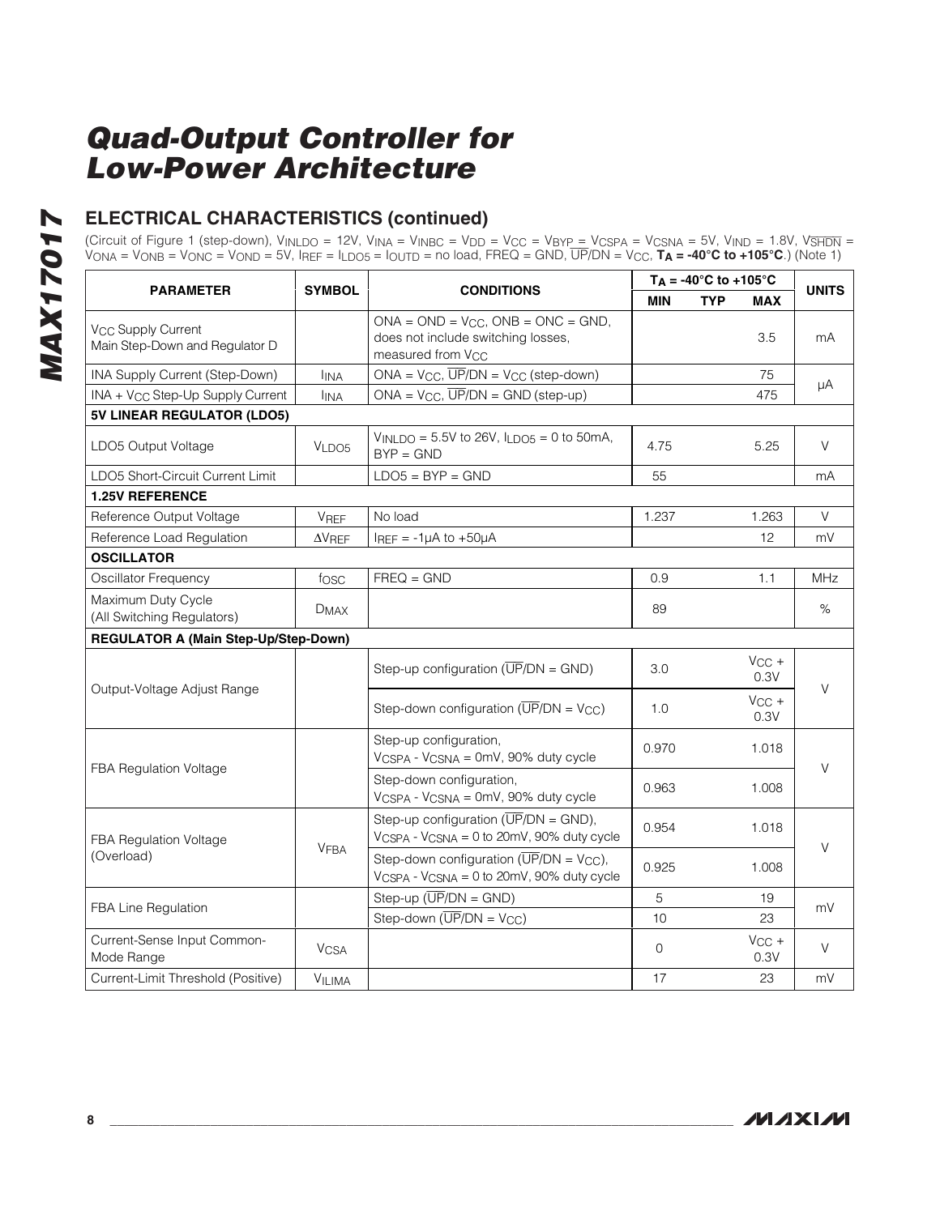# Quad-Output Controller for Low-Power Architecture

## ELECTRICAL CHARACTERISTICS (continued)

(Circuit of Figure 1 (step-down), $V_{INLDO}$ = 12V, $V_{INA}$ = $V_{INBC}$ = $V_{DD}$ = $V_{CC}$ = $V_{BYP}$ = $V_{CSPA}$ = $V_{CSNA}$ = 5V, $V_{IND}$ = 1.8V, $V_{\overline{SHDN}}$ = $V_{ONA}$ = $V_{ONB}$ = $V_{ONC}$ = $V_{OND}$ = 5V, $I_{REF}$ = $I_{LDO5}$ = $I_{OUTD}$ = no load, FREQ = GND, $\overline{UP}$/DN = $V_{CC}$, **$T_A$ = -40°C to +105°C**.) (Note 1)

| PARAMETER | SYMBOL | CONDITIONS | $T_A$ = -40°C to +105°C | | | UNITS |
|---|---|---|---|---|---|---|
| | | | MIN | TYP | MAX | |
| $V_{CC}$ Supply Current Main Step-Down and Regulator D | | ONA = OND = $V_{CC}$, ONB = ONC = GND, does not include switching losses, measured from $V_{CC}$ | | | 3.5 | mA |
| INA Supply Current (Step-Down) | $I_{INA}$ | ONA = $V_{CC}$, $\overline{UP}$/DN = $V_{CC}$ (step-down) | | | 75 | µA |
| INA + $V_{CC}$ Step-Up Supply Current | $I_{INA}$ | ONA = $V_{CC}$, $\overline{UP}$/DN = GND (step-up) | | | 475 | µA |
| **5V LINEAR REGULATOR (LDO5)** | | | | | | |
| LDO5 Output Voltage | $V_{LDO5}$ | $V_{INLDO}$ = 5.5V to 26V, $I_{LDO5}$ = 0 to 50mA, BYP = GND | 4.75 | | 5.25 | V |
| LDO5 Short-Circuit Current Limit | | LDO5 = BYP = GND | 55 | | | mA |
| **1.25V REFERENCE** | | | | | | |
| Reference Output Voltage | $V_{REF}$ | No load | 1.237 | | 1.263 | V |
| Reference Load Regulation | $\Delta V_{REF}$ | $I_{REF}$ = -1µA to +50µA | | | 12 | mV |
| **OSCILLATOR** | | | | | | |
| Oscillator Frequency | $f_{OSC}$ | FREQ = GND | 0.9 | | 1.1 | MHz |
| Maximum Duty Cycle (All Switching Regulators) | $D_{MAX}$ | | 89 | | | % |
| **REGULATOR A (Main Step-Up/Step-Down)** | | | | | | |
| Output-Voltage Adjust Range | | Step-up configuration ($\overline{UP}$/DN = GND) | 3.0 | | $V_{CC}$ + 0.3V | V |
| | | Step-down configuration ($\overline{UP}$/DN = $V_{CC}$) | 1.0 | | $V_{CC}$ + 0.3V | |
| FBA Regulation Voltage | | Step-up configuration, $V_{CSPA}$ - $V_{CSNA}$ = 0mV, 90% duty cycle | 0.970 | | 1.018 | V |
| | | Step-down configuration, $V_{CSPA}$ - $V_{CSNA}$ = 0mV, 90% duty cycle | 0.963 | | 1.008 | |
| FBA Regulation Voltage (Overload) | $V_{FBA}$ | Step-up configuration ($\overline{UP}$/DN = GND), $V_{CSPA}$ - $V_{CSNA}$ = 0 to 20mV, 90% duty cycle | 0.954 | | 1.018 | V |
| | | Step-down configuration ($\overline{UP}$/DN = $V_{CC}$), $V_{CSPA}$ - $V_{CSNA}$ = 0 to 20mV, 90% duty cycle | 0.925 | | 1.008 | |
| FBA Line Regulation | | Step-up ($\overline{UP}$/DN = GND) | 5 | | 19 | mV |
| | | Step-down ($\overline{UP}$/DN = $V_{CC}$) | 10 | | 23 | |
| Current-Sense Input Common-Mode Range | $V_{CSA}$ | | 0 | | $V_{CC}$ + 0.3V | V |
| Current-Limit Threshold (Positive) | $V_{ILIMA}$ | | 17 | | 23 | mV |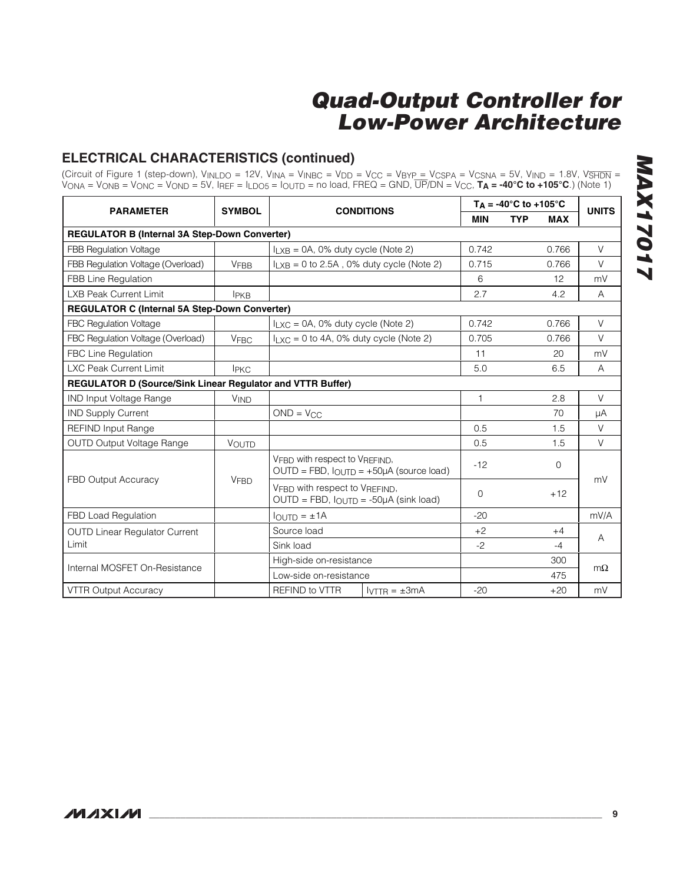## ELECTRICAL CHARACTERISTICS (continued)

(Circuit of Figure 1 (step-down), $V_{INLDO}$ = 12V, $V_{INA}$ = $V_{INBC}$ = $V_{DD}$ = $V_{CC}$ = $V_{BYP}$ = $V_{CSPA}$ = $V_{CSNA}$ = 5V, $V_{IND}$ = 1.8V, $V_{\overline{SHDN}}$ = $V_{ONA}$ = $V_{ONB}$ = $V_{ONC}$ = $V_{OND}$ = 5V, $I_{REF}$ = $I_{LDO5}$ = $I_{OUTD}$ = no load, FREQ = GND, $\overline{UP}$/DN = $V_{CC}$, **$T_A$ = -40°C to +105°C**.) (Note 1)

| PARAMETER | SYMBOL | CONDITIONS | | $T_A$ = -40°C to +105°C | | | UNITS |
|---|---|---|---|---|---|---|---|
| | | | | MIN | TYP | MAX | |
| **REGULATOR B (Internal 3A Step-Down Converter)** | | | | | | | |
| FBB Regulation Voltage | | $I_{LXB}$ = 0A, 0% duty cycle (Note 2) | | 0.742 | | 0.766 | V |
| FBB Regulation Voltage (Overload) | $V_{FBB}$ | $I_{LXB}$ = 0 to 2.5A , 0% duty cycle (Note 2) | | 0.715 | | 0.766 | V |
| FBB Line Regulation | | | | 6 | | 12 | mV |
| LXB Peak Current Limit | $I_{PKB}$ | | | 2.7 | | 4.2 | A |
| **REGULATOR C (Internal 5A Step-Down Converter)** | | | | | | | |
| FBC Regulation Voltage | | $I_{LXC}$ = 0A, 0% duty cycle (Note 2) | | 0.742 | | 0.766 | V |
| FBC Regulation Voltage (Overload) | $V_{FBC}$ | $I_{LXC}$ = 0 to 4A, 0% duty cycle (Note 2) | | 0.705 | | 0.766 | V |
| FBC Line Regulation | | | | 11 | | 20 | mV |
| LXC Peak Current Limit | $I_{PKC}$ | | | 5.0 | | 6.5 | A |
| **REGULATOR D (Source/Sink Linear Regulator and VTTR Buffer)** | | | | | | | |
| IND Input Voltage Range | $V_{IND}$ | | | 1 | | 2.8 | V |
| IND Supply Current | | OND = $V_{CC}$ | | | | 70 | µA |
| REFIND Input Range | | | | 0.5 | | 1.5 | V |
| OUTD Output Voltage Range | $V_{OUTD}$ | | | 0.5 | | 1.5 | V |
| FBD Output Accuracy | $V_{FBD}$ | $V_{FBD}$ with respect to $V_{REFIND}$, OUTD = FBD, $I_{OUTD}$ = +50µA (source load) | | -12 | | 0 | mV |
| | | $V_{FBD}$ with respect to $V_{REFIND}$, OUTD = FBD, $I_{OUTD}$ = -50µA (sink load) | | 0 | | +12 | |
| FBD Load Regulation | | $I_{OUTD}$ = ±1A | | -20 | | | mV/A |
| OUTD Linear Regulator Current Limit | | Source load | | +2 | | +4 | A |
| | | Sink load | | -2 | | -4 | |
| Internal MOSFET On-Resistance | | High-side on-resistance | | | | 300 | mΩ |
| | | Low-side on-resistance | | | | 475 | |
| VTTR Output Accuracy | | REFIND to VTTR | $I_{VTTR}$ = ±3mA | -20 | | +20 | mV |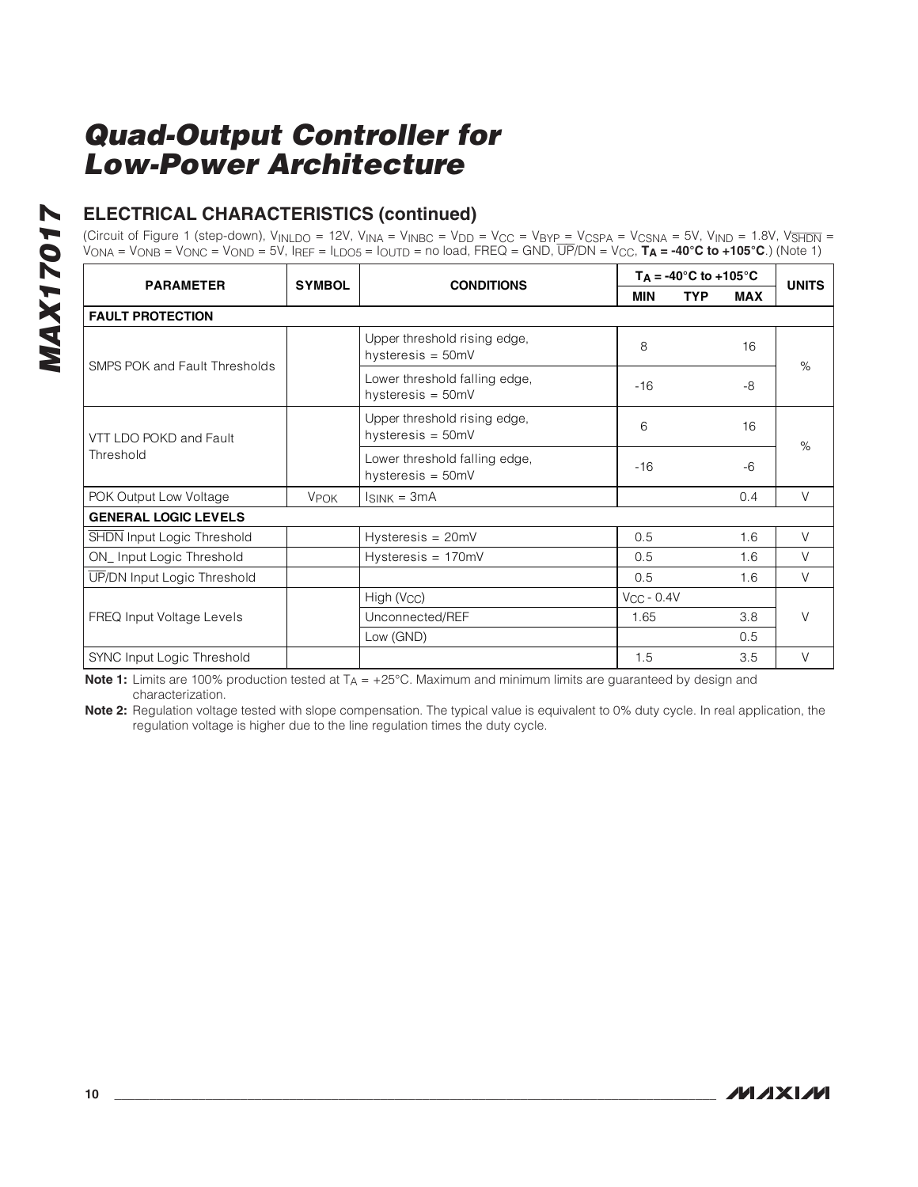# Quad-Output Controller for Low-Power Architecture

## ELECTRICAL CHARACTERISTICS (continued)

(Circuit of Figure 1 (step-down), $V_{INLDO}$ = 12V, $V_{INA}$ = $V_{INBC}$ = $V_{DD}$ = $V_{CC}$ = $V_{BYP}$ = $V_{CSPA}$ = $V_{CSNA}$ = 5V, $V_{IND}$ = 1.8V, $V_{\overline{SHDN}}$ = $V_{ONA}$ = $V_{ONB}$ = $V_{ONC}$ = $V_{OND}$ = 5V, $I_{REF}$ = $I_{LDO5}$ = $I_{OUTD}$ = no load, FREQ = GND, $\overline{UP}$/DN = $V_{CC}$, **$T_A$ = -40°C to +105°C**.) (Note 1)

| PARAMETER | SYMBOL | CONDITIONS | $T_A$ = -40°C to +105°C | | | UNITS |
|---|---|---|---|---|---|---|
| | | | MIN | TYP | MAX | |
| **FAULT PROTECTION** | | | | | | |
| SMPS POK and Fault Thresholds | | Upper threshold rising edge, hysteresis = 50mV | 8 | | 16 | % |
| | | Lower threshold falling edge, hysteresis = 50mV | -16 | | -8 | |
| VTT LDO POKD and Fault Threshold | | Upper threshold rising edge, hysteresis = 50mV | 6 | | 16 | % |
| | | Lower threshold falling edge, hysteresis = 50mV | -16 | | -6 | |
| POK Output Low Voltage | $V_{POK}$ | $I_{SINK}$ = 3mA | | | 0.4 | V |
| **GENERAL LOGIC LEVELS** | | | | | | |
| $\overline{SHDN}$ Input Logic Threshold | | Hysteresis = 20mV | 0.5 | | 1.6 | V |
| ON_ Input Logic Threshold | | Hysteresis = 170mV | 0.5 | | 1.6 | V |
| $\overline{UP}$/DN Input Logic Threshold | | | 0.5 | | 1.6 | V |
| FREQ Input Voltage Levels | | High ($V_{CC}$) | $V_{CC}$ - 0.4V | | | V |
| | | Unconnected/REF | 1.65 | | 3.8 | |
| | | Low (GND) | | | 0.5 | |
| SYNC Input Logic Threshold | | | 1.5 | | 3.5 | V |

**Note 1:** Limits are 100% production tested at $T_A$ = +25°C. Maximum and minimum limits are guaranteed by design and characterization.

**Note 2:** Regulation voltage tested with slope compensation. The typical value is equivalent to 0% duty cycle. In real application, the regulation voltage is higher due to the line regulation times the duty cycle.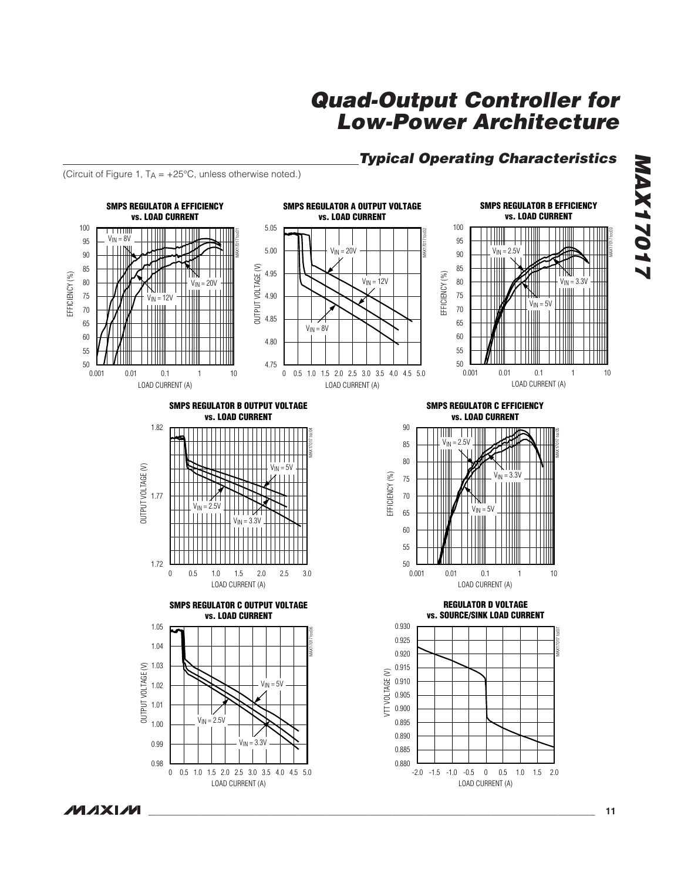## Typical Operating Characteristics

(Circuit of Figure 1, $T_A = +25°C$, unless otherwise noted.)

**SMPS REGULATOR A EFFICIENCY vs. LOAD CURRENT**

**SMPS REGULATOR A OUTPUT VOLTAGE vs. LOAD CURRENT**

**SMPS REGULATOR B EFFICIENCY vs. LOAD CURRENT**

**SMPS REGULATOR B OUTPUT VOLTAGE vs. LOAD CURRENT**

**SMPS REGULATOR C EFFICIENCY vs. LOAD CURRENT**

**SMPS REGULATOR C OUTPUT VOLTAGE vs. LOAD CURRENT**

**REGULATOR D VOLTAGE vs. SOURCE/SINK LOAD CURRENT**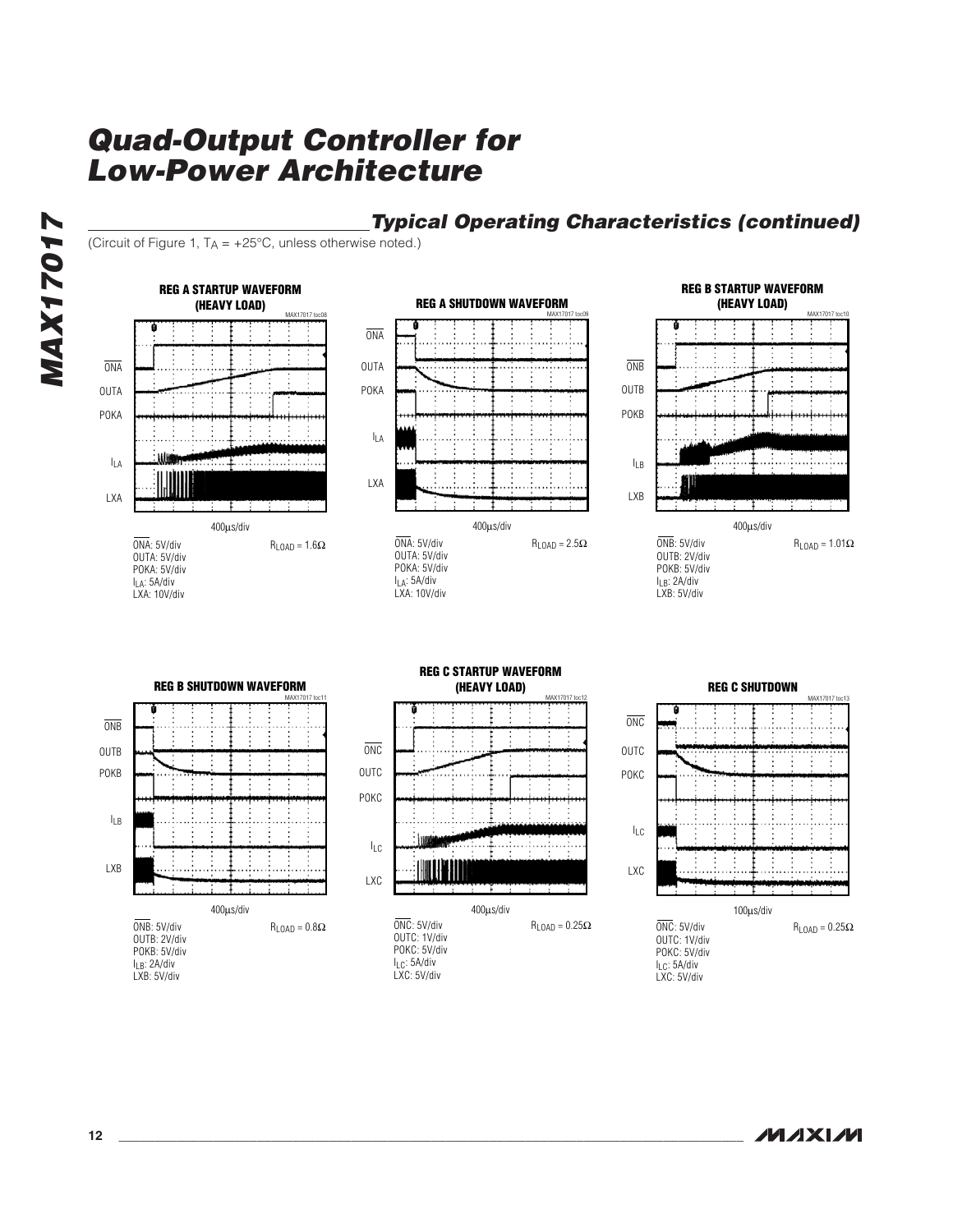## Typical Operating Characteristics (continued)

(Circuit of Figure 1, $T_A$ = +25°C, unless otherwise noted.)

**REG A STARTUP WAVEFORM (HEAVY LOAD)**

MAX17017 toc08

ONA, OUTA, POKA, $I_{LA}$, LXA

400µs/div

ONA: 5V/div
OUTA: 5V/div
POKA: 5V/div
$I_{LA}$: 5A/div
LXA: 10V/div

$R_{LOAD}$ = 1.6Ω

**REG A SHUTDOWN WAVEFORM**

MAX17017 toc09

ONA, OUTA, POKA, $I_{LA}$, LXA

400µs/div

ONA: 5V/div
OUTA: 5V/div
POKA: 5V/div
$I_{LA}$: 5A/div
LXA: 10V/div

$R_{LOAD}$ = 2.5Ω

**REG B STARTUP WAVEFORM (HEAVY LOAD)**

MAX17017 toc10

ONB, OUTB, POKB, $I_{LB}$, LXB

400µs/div

ONB: 5V/div
OUTB: 2V/div
POKB: 5V/div
$I_{LB}$: 2A/div
LXB: 5V/div

$R_{LOAD}$ = 1.01Ω

**REG B SHUTDOWN WAVEFORM**

MAX17017 toc11

ONB, OUTB, POKB, $I_{LB}$, LXB

400µs/div

ONB: 5V/div
OUTB: 2V/div
POKB: 5V/div
$I_{LB}$: 2A/div
LXB: 5V/div

$R_{LOAD}$ = 0.8Ω

**REG C STARTUP WAVEFORM (HEAVY LOAD)**

MAX17017 toc12

ONC, OUTC, POKC, $I_{LC}$, LXC

400µs/div

ONC: 5V/div
OUTC: 1V/div
POKC: 5V/div
$I_{LC}$: 5A/div
LXC: 5V/div

$R_{LOAD}$ = 0.25Ω

**REG C SHUTDOWN**

MAX17017 toc13

ONC, OUTC, POKC, $I_{LC}$, LXC

100µs/div

ONC: 5V/div
OUTC: 1V/div
POKC: 5V/div
$I_{LC}$: 5A/div
LXC: 5V/div

$R_{LOAD}$ = 0.25Ω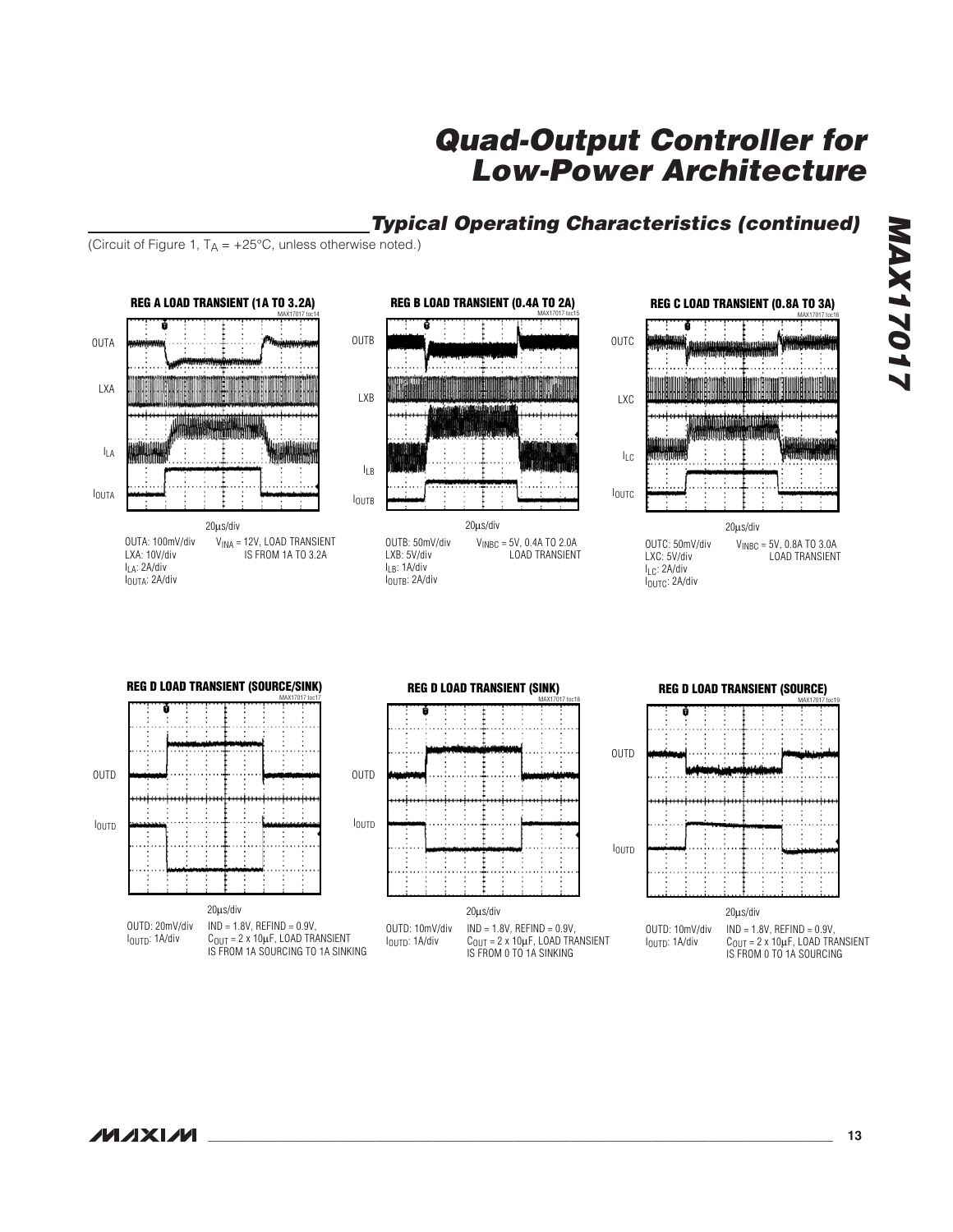## Typical Operating Characteristics (continued)

(Circuit of Figure 1, $T_A$ = +25°C, unless otherwise noted.)

**REG A LOAD TRANSIENT (1A TO 3.2A)**

MAX17017 toc14

OUTA

LXA

$I_{LA}$

$I_{OUTA}$

20µs/div

OUTA: 100mV/div
LXA: 10V/div
$I_{LA}$: 2A/div
$I_{OUTA}$: 2A/div

$V_{INA}$ = 12V, LOAD TRANSIENT IS FROM 1A TO 3.2A

**REG B LOAD TRANSIENT (0.4A TO 2A)**

MAX17017 toc15

OUTB

LXB

$I_{LB}$

$I_{OUTB}$

20µs/div

OUTB: 50mV/div
LXB: 5V/div
$I_{LB}$: 1A/div
$I_{OUTB}$: 2A/div

$V_{INBC}$ = 5V, 0.4A TO 2.0A LOAD TRANSIENT

**REG C LOAD TRANSIENT (0.8A TO 3A)**

MAX17017 toc16

OUTC

LXC

$I_{LC}$

$I_{OUTC}$

20µs/div

OUTC: 50mV/div
LXC: 5V/div
$I_{LC}$: 2A/div
$I_{OUTC}$: 2A/div

$V_{INBC}$ = 5V, 0.8A TO 3.0A LOAD TRANSIENT

**REG D LOAD TRANSIENT (SOURCE/SINK)**

MAX17017 toc17

OUTD

$I_{OUTD}$

20µs/div

OUTD: 20mV/div
$I_{OUTD}$: 1A/div

IND = 1.8V, REFIND = 0.9V, $C_{OUT}$ = 2 x 10µF, LOAD TRANSIENT IS FROM 1A SOURCING TO 1A SINKING

**REG D LOAD TRANSIENT (SINK)**

MAX17017 toc18

OUTD

$I_{OUTD}$

20µs/div

OUTD: 10mV/div
$I_{OUTD}$: 1A/div

IND = 1.8V, REFIND = 0.9V, $C_{OUT}$ = 2 x 10µF, LOAD TRANSIENT IS FROM 0 TO 1A SINKING

**REG D LOAD TRANSIENT (SOURCE)**

MAX17017 toc19

OUTD

$I_{OUTD}$

20µs/div

OUTD: 10mV/div
$I_{OUTD}$: 1A/div

IND = 1.8V, REFIND = 0.9V, $C_{OUT}$ = 2 x 10µF, LOAD TRANSIENT IS FROM 0 TO 1A SOURCING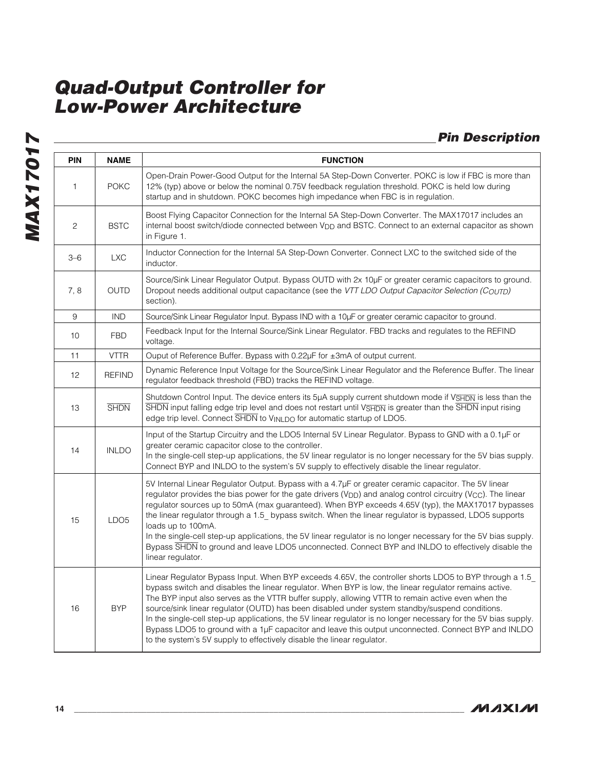## Pin Description

| PIN | NAME | FUNCTION |
|---|---|---|
| 1 | POKC | Open-Drain Power-Good Output for the Internal 5A Step-Down Converter. POKC is low if FBC is more than 12% (typ) above or below the nominal 0.75V feedback regulation threshold. POKC is held low during startup and in shutdown. POKC becomes high impedance when FBC is in regulation. |
| 2 | BSTC | Boost Flying Capacitor Connection for the Internal 5A Step-Down Converter. The MAX17017 includes an internal boost switch/diode connected between $V_{DD}$ and BSTC. Connect to an external capacitor as shown in Figure 1. |
| 3–6 | LXC | Inductor Connection for the Internal 5A Step-Down Converter. Connect LXC to the switched side of the inductor. |
| 7, 8 | OUTD | Source/Sink Linear Regulator Output. Bypass OUTD with 2x 10µF or greater ceramic capacitors to ground. Dropout needs additional output capacitance (see the *VTT LDO Output Capacitor Selection ($C_{OUTD}$)* section). |
| 9 | IND | Source/Sink Linear Regulator Input. Bypass IND with a 10µF or greater ceramic capacitor to ground. |
| 10 | FBD | Feedback Input for the Internal Source/Sink Linear Regulator. FBD tracks and regulates to the REFIND voltage. |
| 11 | VTTR | Ouput of Reference Buffer. Bypass with 0.22µF for ±3mA of output current. |
| 12 | REFIND | Dynamic Reference Input Voltage for the Source/Sink Linear Regulator and the Reference Buffer. The linear regulator feedback threshold (FBD) tracks the REFIND voltage. |
| 13 | $\overline{\text{SHDN}}$ | Shutdown Control Input. The device enters its 5µA supply current shutdown mode if $V_{\overline{SHDN}}$ is less than the $\overline{\text{SHDN}}$ input falling edge trip level and does not restart until $V_{\overline{SHDN}}$ is greater than the $\overline{\text{SHDN}}$ input rising edge trip level. Connect $\overline{\text{SHDN}}$ to $V_{INLDO}$ for automatic startup of LDO5. |
| 14 | INLDO | Input of the Startup Circuitry and the LDO5 Internal 5V Linear Regulator. Bypass to GND with a 0.1µF or greater ceramic capacitor close to the controller.<br>In the single-cell step-up applications, the 5V linear regulator is no longer necessary for the 5V bias supply. Connect BYP and INLDO to the system's 5V supply to effectively disable the linear regulator. |
| 15 | LDO5 | 5V Internal Linear Regulator Output. Bypass with a 4.7µF or greater ceramic capacitor. The 5V linear regulator provides the bias power for the gate drivers ($V_{DD}$) and analog control circuitry ($V_{CC}$). The linear regulator sources up to 50mA (max guaranteed). When BYP exceeds 4.65V (typ), the MAX17017 bypasses the linear regulator through a 1.5_ bypass switch. When the linear regulator is bypassed, LDO5 supports loads up to 100mA.<br>In the single-cell step-up applications, the 5V linear regulator is no longer necessary for the 5V bias supply. Bypass $\overline{\text{SHDN}}$ to ground and leave LDO5 unconnected. Connect BYP and INLDO to effectively disable the linear regulator. |
| 16 | BYP | Linear Regulator Bypass Input. When BYP exceeds 4.65V, the controller shorts LDO5 to BYP through a 1.5_ bypass switch and disables the linear regulator. When BYP is low, the linear regulator remains active. The BYP input also serves as the VTTR buffer supply, allowing VTTR to remain active even when the source/sink linear regulator (OUTD) has been disabled under system standby/suspend conditions.<br>In the single-cell step-up applications, the 5V linear regulator is no longer necessary for the 5V bias supply. Bypass LDO5 to ground with a 1µF capacitor and leave this output unconnected. Connect BYP and INLDO to the system's 5V supply to effectively disable the linear regulator. |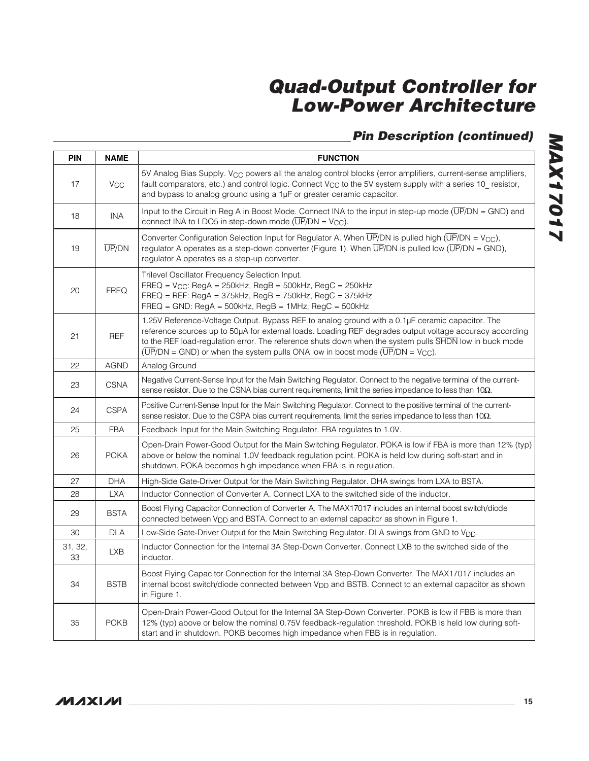## Pin Description (continued)

| PIN | NAME | FUNCTION |
|---|---|---|
| 17 | $V_{CC}$ | 5V Analog Bias Supply. $V_{CC}$ powers all the analog control blocks (error amplifiers, current-sense amplifiers, fault comparators, etc.) and control logic. Connect $V_{CC}$ to the 5V system supply with a series 10_ resistor, and bypass to analog ground using a 1µF or greater ceramic capacitor. |
| 18 | INA | Input to the Circuit in Reg A in Boost Mode. Connect INA to the input in step-up mode ($\overline{UP}$/DN = GND) and connect INA to LDO5 in step-down mode ($\overline{UP}$/DN = $V_{CC}$). |
| 19 | $\overline{UP}$/DN | Converter Configuration Selection Input for Regulator A. When $\overline{UP}$/DN is pulled high ($\overline{UP}$/DN = $V_{CC}$), regulator A operates as a step-down converter (Figure 1). When $\overline{UP}$/DN is pulled low ($\overline{UP}$/DN = GND), regulator A operates as a step-up converter. |
| 20 | FREQ | Trilevel Oscillator Frequency Selection Input.<br>FREQ = $V_{CC}$: RegA = 250kHz, RegB = 500kHz, RegC = 250kHz<br>FREQ = REF: RegA = 375kHz, RegB = 750kHz, RegC = 375kHz<br>FREQ = GND: RegA = 500kHz, RegB = 1MHz, RegC = 500kHz |
| 21 | REF | 1.25V Reference-Voltage Output. Bypass REF to analog ground with a 0.1µF ceramic capacitor. The reference sources up to 50µA for external loads. Loading REF degrades output voltage accuracy according to the REF load-regulation error. The reference shuts down when the system pulls $\overline{SHDN}$ low in buck mode ($\overline{UP}$/DN = GND) or when the system pulls ONA low in boost mode ($\overline{UP}$/DN = $V_{CC}$). |
| 22 | AGND | Analog Ground |
| 23 | CSNA | Negative Current-Sense Input for the Main Switching Regulator. Connect to the negative terminal of the current-sense resistor. Due to the CSNA bias current requirements, limit the series impedance to less than 10Ω. |
| 24 | CSPA | Positive Current-Sense Input for the Main Switching Regulator. Connect to the positive terminal of the current-sense resistor. Due to the CSPA bias current requirements, limit the series impedance to less than 10Ω. |
| 25 | FBA | Feedback Input for the Main Switching Regulator. FBA regulates to 1.0V. |
| 26 | POKA | Open-Drain Power-Good Output for the Main Switching Regulator. POKA is low if FBA is more than 12% (typ) above or below the nominal 1.0V feedback regulation point. POKA is held low during soft-start and in shutdown. POKA becomes high impedance when FBA is in regulation. |
| 27 | DHA | High-Side Gate-Driver Output for the Main Switching Regulator. DHA swings from LXA to BSTA. |
| 28 | LXA | Inductor Connection of Converter A. Connect LXA to the switched side of the inductor. |
| 29 | BSTA | Boost Flying Capacitor Connection of Converter A. The MAX17017 includes an internal boost switch/diode connected between $V_{DD}$ and BSTA. Connect to an external capacitor as shown in Figure 1. |
| 30 | DLA | Low-Side Gate-Driver Output for the Main Switching Regulator. DLA swings from GND to $V_{DD}$. |
| 31, 32, 33 | LXB | Inductor Connection for the Internal 3A Step-Down Converter. Connect LXB to the switched side of the inductor. |
| 34 | BSTB | Boost Flying Capacitor Connection for the Internal 3A Step-Down Converter. The MAX17017 includes an internal boost switch/diode connected between $V_{DD}$ and BSTB. Connect to an external capacitor as shown in Figure 1. |
| 35 | POKB | Open-Drain Power-Good Output for the Internal 3A Step-Down Converter. POKB is low if FBB is more than 12% (typ) above or below the nominal 0.75V feedback-regulation threshold. POKB is held low during soft-start and in shutdown. POKB becomes high impedance when FBB is in regulation. |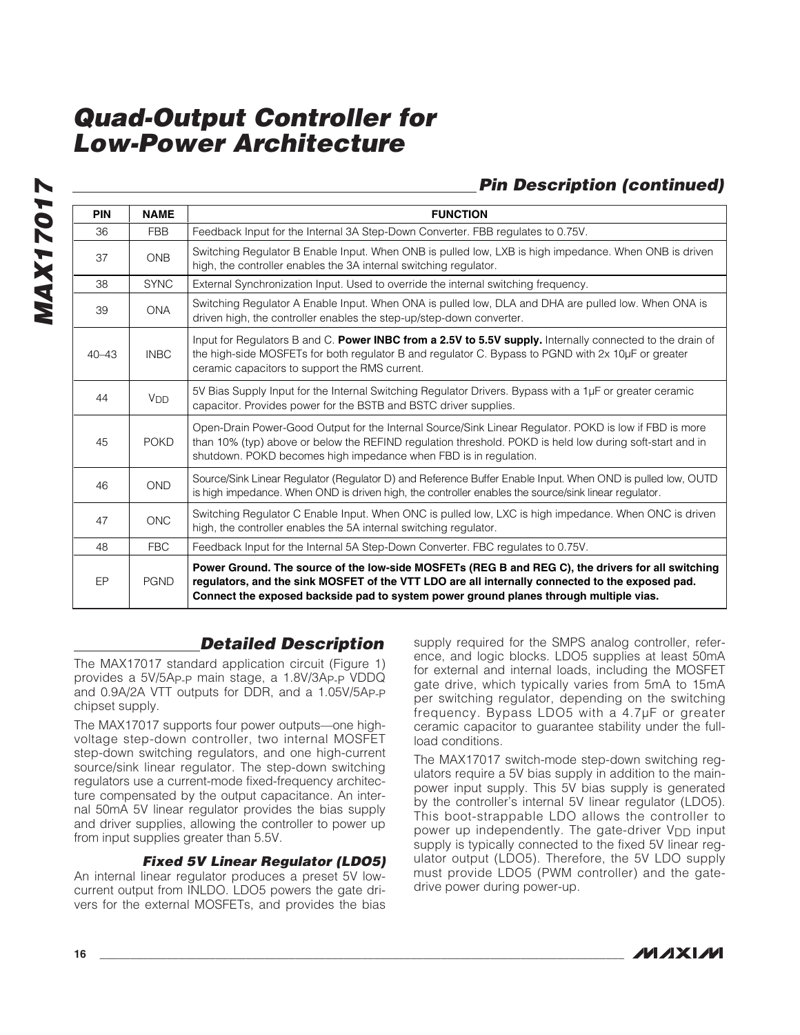## Pin Description (continued)

| PIN | NAME | FUNCTION |
|---|---|---|
| 36 | FBB | Feedback Input for the Internal 3A Step-Down Converter. FBB regulates to 0.75V. |
| 37 | ONB | Switching Regulator B Enable Input. When ONB is pulled low, LXB is high impedance. When ONB is driven high, the controller enables the 3A internal switching regulator. |
| 38 | SYNC | External Synchronization Input. Used to override the internal switching frequency. |
| 39 | ONA | Switching Regulator A Enable Input. When ONA is pulled low, DLA and DHA are pulled low. When ONA is driven high, the controller enables the step-up/step-down converter. |
| 40–43 | INBC | Input for Regulators B and C. **Power INBC from a 2.5V to 5.5V supply.** Internally connected to the drain of the high-side MOSFETs for both regulator B and regulator C. Bypass to PGND with 2x 10µF or greater ceramic capacitors to support the RMS current. |
| 44 | $V_{DD}$ | 5V Bias Supply Input for the Internal Switching Regulator Drivers. Bypass with a 1µF or greater ceramic capacitor. Provides power for the BSTB and BSTC driver supplies. |
| 45 | POKD | Open-Drain Power-Good Output for the Internal Source/Sink Linear Regulator. POKD is low if FBD is more than 10% (typ) above or below the REFIND regulation threshold. POKD is held low during soft-start and in shutdown. POKD becomes high impedance when FBD is in regulation. |
| 46 | OND | Source/Sink Linear Regulator (Regulator D) and Reference Buffer Enable Input. When OND is pulled low, OUTD is high impedance. When OND is driven high, the controller enables the source/sink linear regulator. |
| 47 | ONC | Switching Regulator C Enable Input. When ONC is pulled low, LXC is high impedance. When ONC is driven high, the controller enables the 5A internal switching regulator. |
| 48 | FBC | Feedback Input for the Internal 5A Step-Down Converter. FBC regulates to 0.75V. |
| EP | PGND | **Power Ground. The source of the low-side MOSFETs (REG B and REG C), the drivers for all switching regulators, and the sink MOSFET of the VTT LDO are all internally connected to the exposed pad. Connect the exposed backside pad to system power ground planes through multiple vias.** |

## Detailed Description

The MAX17017 standard application circuit (Figure 1) provides a 5V/5A$_{P-P}$ main stage, a 1.8V/3A$_{P-P}$ VDDQ and 0.9A/2A VTT outputs for DDR, and a 1.05V/5A$_{P-P}$ chipset supply.

The MAX17017 supports four power outputs—one high-voltage step-down controller, two internal MOSFET step-down switching regulators, and one high-current source/sink linear regulator. The step-down switching regulators use a current-mode fixed-frequency architecture compensated by the output capacitance. An internal 50mA 5V linear regulator provides the bias supply and driver supplies, allowing the controller to power up from input supplies greater than 5.5V.

### Fixed 5V Linear Regulator (LDO5)

An internal linear regulator produces a preset 5V low-current output from INLDO. LDO5 powers the gate drivers for the external MOSFETs, and provides the bias supply required for the SMPS analog controller, reference, and logic blocks. LDO5 supplies at least 50mA for external and internal loads, including the MOSFET gate drive, which typically varies from 5mA to 15mA per switching regulator, depending on the switching frequency. Bypass LDO5 with a 4.7µF or greater ceramic capacitor to guarantee stability under the full-load conditions.

The MAX17017 switch-mode step-down switching regulators require a 5V bias supply in addition to the main-power input supply. This 5V bias supply is generated by the controller's internal 5V linear regulator (LDO5). This boot-strappable LDO allows the controller to power up independently. The gate-driver $V_{DD}$ input supply is typically connected to the fixed 5V linear regulator output (LDO5). Therefore, the 5V LDO supply must provide LDO5 (PWM controller) and the gate-drive power during power-up.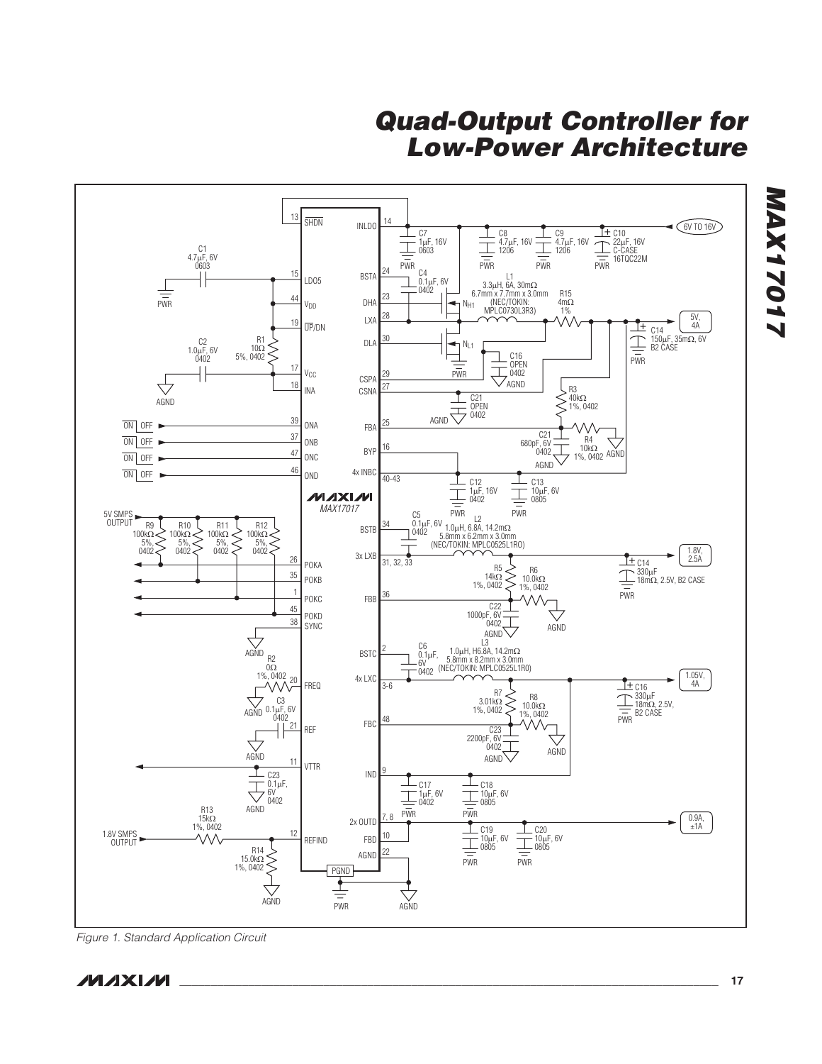Figure 1. Standard Application Circuit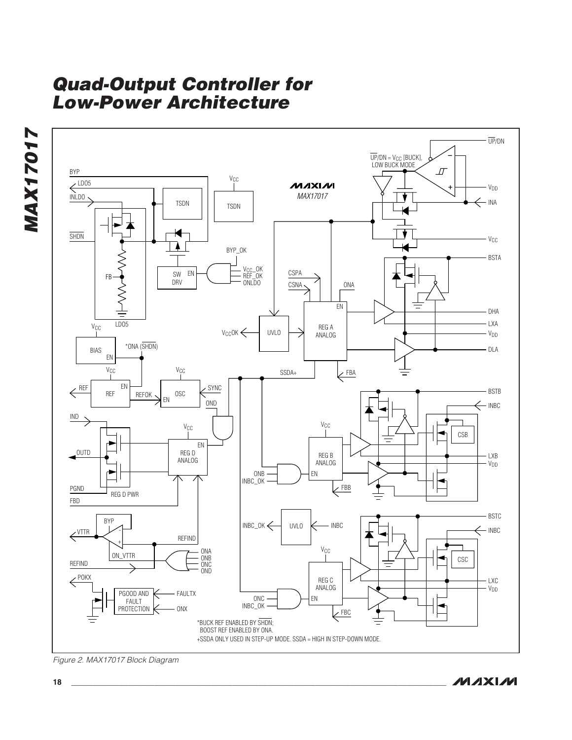Figure 2. MAX17017 Block Diagram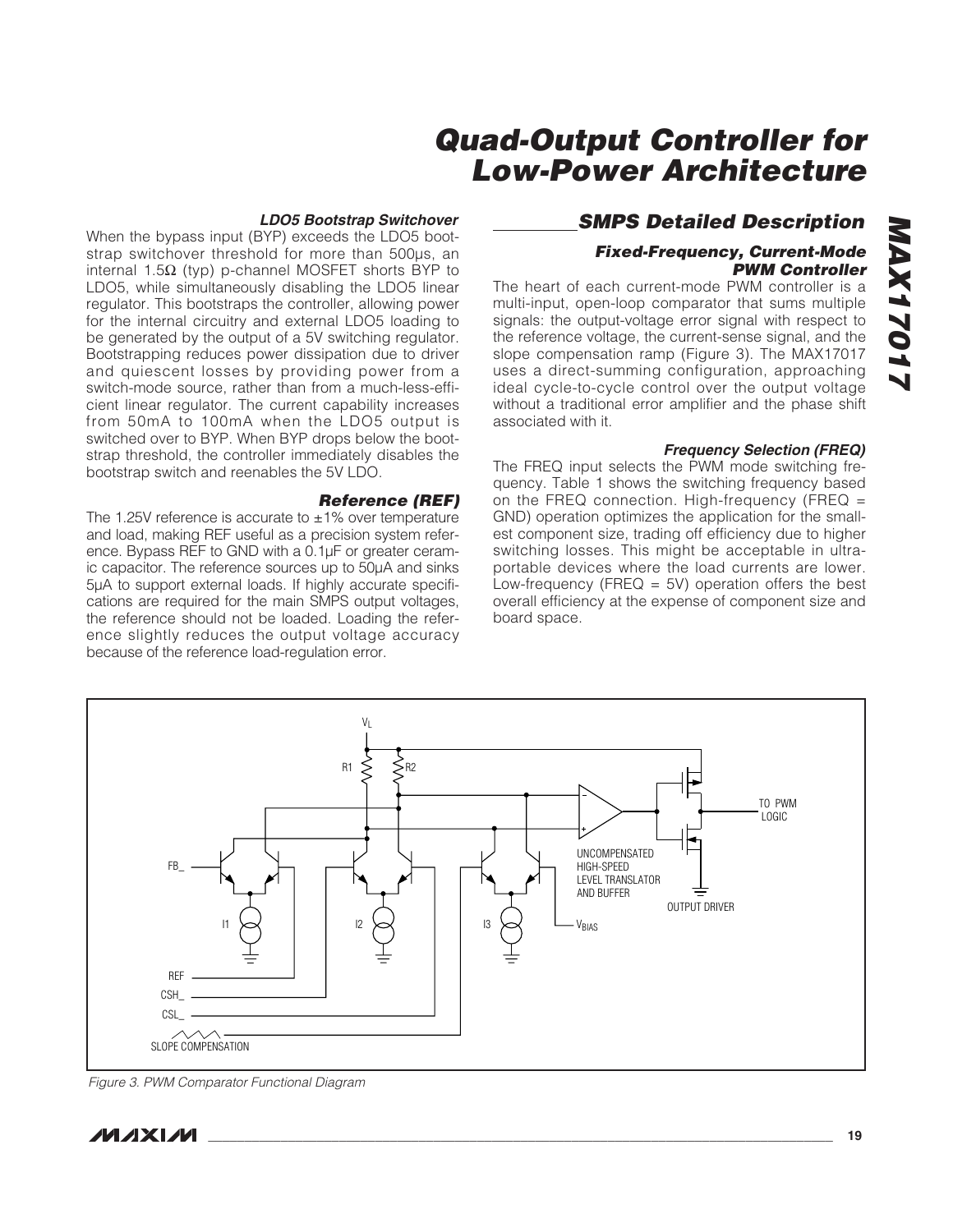### LDO5 Bootstrap Switchover

When the bypass input (BYP) exceeds the LDO5 bootstrap switchover threshold for more than 500µs, an internal 1.5Ω (typ) p-channel MOSFET shorts BYP to LDO5, while simultaneously disabling the LDO5 linear regulator. This bootstraps the controller, allowing power for the internal circuitry and external LDO5 loading to be generated by the output of a 5V switching regulator. Bootstrapping reduces power dissipation due to driver and quiescent losses by providing power from a switch-mode source, rather than from a much-less-efficient linear regulator. The current capability increases from 50mA to 100mA when the LDO5 output is switched over to BYP. When BYP drops below the bootstrap threshold, the controller immediately disables the bootstrap switch and reenables the 5V LDO.

### Reference (REF)

The 1.25V reference is accurate to ±1% over temperature and load, making REF useful as a precision system reference. Bypass REF to GND with a 0.1µF or greater ceramic capacitor. The reference sources up to 50µA and sinks 5µA to support external loads. If highly accurate specifications are required for the main SMPS output voltages, the reference should not be loaded. Loading the reference slightly reduces the output voltage accuracy because of the reference load-regulation error.

## SMPS Detailed Description

### Fixed-Frequency, Current-Mode PWM Controller

The heart of each current-mode PWM controller is a multi-input, open-loop comparator that sums multiple signals: the output-voltage error signal with respect to the reference voltage, the current-sense signal, and the slope compensation ramp (Figure 3). The MAX17017 uses a direct-summing configuration, approaching ideal cycle-to-cycle control over the output voltage without a traditional error amplifier and the phase shift associated with it.

### Frequency Selection (FREQ)

The FREQ input selects the PWM mode switching frequency. Table 1 shows the switching frequency based on the FREQ connection. High-frequency (FREQ = GND) operation optimizes the application for the smallest component size, trading off efficiency due to higher switching losses. This might be acceptable in ultraportable devices where the load currents are lower. Low-frequency (FREQ = 5V) operation offers the best overall efficiency at the expense of component size and board space.

Figure 3. PWM Comparator Functional Diagram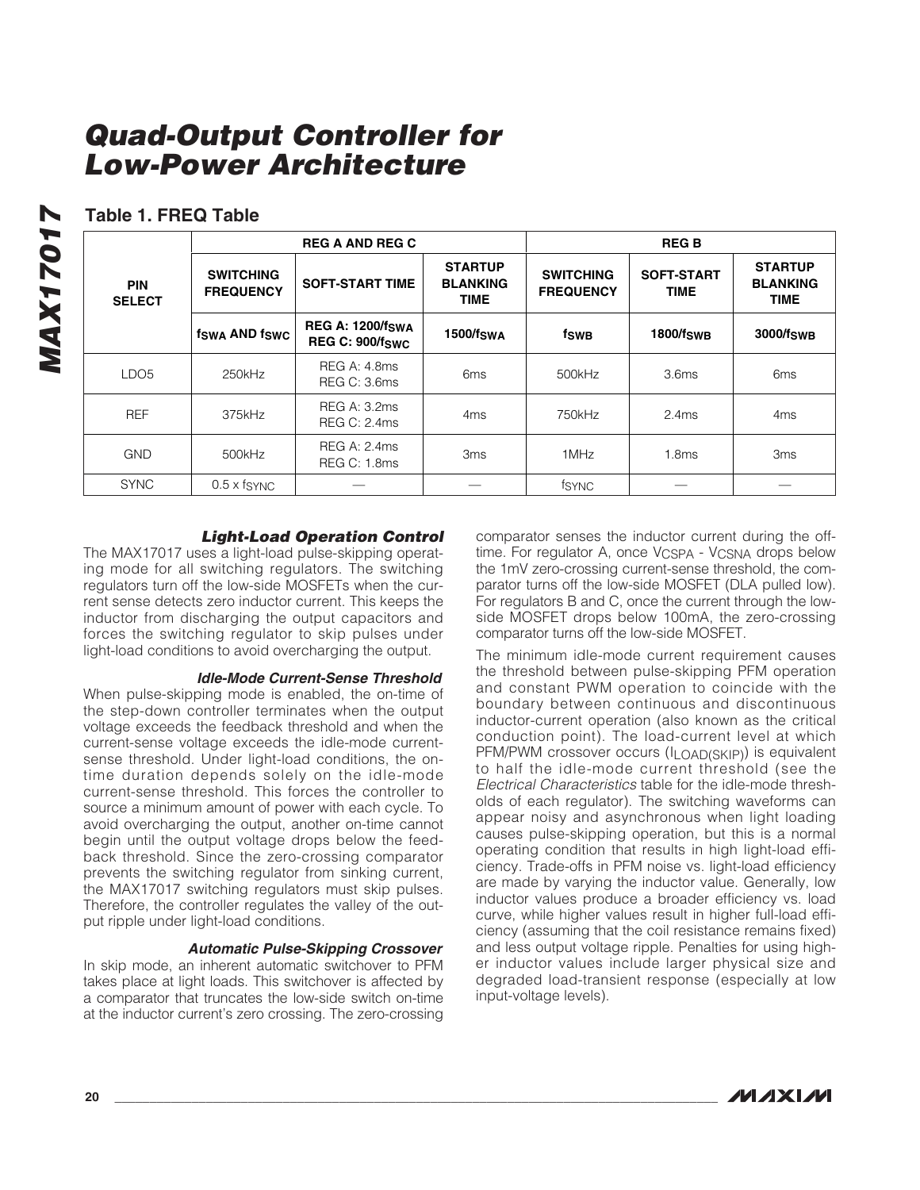## Table 1. FREQ Table

| PIN SELECT | REG A AND REG C | | | REG B | | |
|---|---|---|---|---|---|---|
| | SWITCHING FREQUENCY | SOFT-START TIME | STARTUP BLANKING TIME | SWITCHING FREQUENCY | SOFT-START TIME | STARTUP BLANKING TIME |
| | $f_{SWA}$ AND $f_{SWC}$ | REG A: $1200/f_{SWA}$ REG C: $900/f_{SWC}$ | $1500/f_{SWA}$ | $f_{SWB}$ | $1800/f_{SWB}$ | $3000/f_{SWB}$ |
| LDO5 | 250kHz | REG A: 4.8ms REG C: 3.6ms | 6ms | 500kHz | 3.6ms | 6ms |
| REF | 375kHz | REG A: 3.2ms REG C: 2.4ms | 4ms | 750kHz | 2.4ms | 4ms |
| GND | 500kHz | REG A: 2.4ms REG C: 1.8ms | 3ms | 1MHz | 1.8ms | 3ms |
| SYNC | 0.5 x $f_{SYNC}$ | — | — | $f_{SYNC}$ | — | — |

### *Light-Load Operation Control*

The MAX17017 uses a light-load pulse-skipping operating mode for all switching regulators. The switching regulators turn off the low-side MOSFETs when the current sense detects zero inductor current. This keeps the inductor from discharging the output capacitors and forces the switching regulator to skip pulses under light-load conditions to avoid overcharging the output.

#### *Idle-Mode Current-Sense Threshold*

When pulse-skipping mode is enabled, the on-time of the step-down controller terminates when the output voltage exceeds the feedback threshold and when the current-sense voltage exceeds the idle-mode current-sense threshold. Under light-load conditions, the on-time duration depends solely on the idle-mode current-sense threshold. This forces the controller to source a minimum amount of power with each cycle. To avoid overcharging the output, another on-time cannot begin until the output voltage drops below the feedback threshold. Since the zero-crossing comparator prevents the switching regulator from sinking current, the MAX17017 switching regulators must skip pulses. Therefore, the controller regulates the valley of the output ripple under light-load conditions.

#### *Automatic Pulse-Skipping Crossover*

In skip mode, an inherent automatic switchover to PFM takes place at light loads. This switchover is affected by a comparator that truncates the low-side switch on-time at the inductor current's zero crossing. The zero-crossing comparator senses the inductor current during the off-time. For regulator A, once $V_{CSPA}$ - $V_{CSNA}$ drops below the 1mV zero-crossing current-sense threshold, the comparator turns off the low-side MOSFET (DLA pulled low). For regulators B and C, once the current through the low-side MOSFET drops below 100mA, the zero-crossing comparator turns off the low-side MOSFET.

The minimum idle-mode current requirement causes the threshold between pulse-skipping PFM operation and constant PWM operation to coincide with the boundary between continuous and discontinuous inductor-current operation (also known as the critical conduction point). The load-current level at which PFM/PWM crossover occurs ($I_{LOAD(SKIP)}$) is equivalent to half the idle-mode current threshold (see the *Electrical Characteristics* table for the idle-mode thresholds of each regulator). The switching waveforms can appear noisy and asynchronous when light loading causes pulse-skipping operation, but this is a normal operating condition that results in high light-load efficiency. Trade-offs in PFM noise vs. light-load efficiency are made by varying the inductor value. Generally, low inductor values produce a broader efficiency vs. load curve, while higher values result in higher full-load efficiency (assuming that the coil resistance remains fixed) and less output voltage ripple. Penalties for using higher inductor values include larger physical size and degraded load-transient response (especially at low input-voltage levels).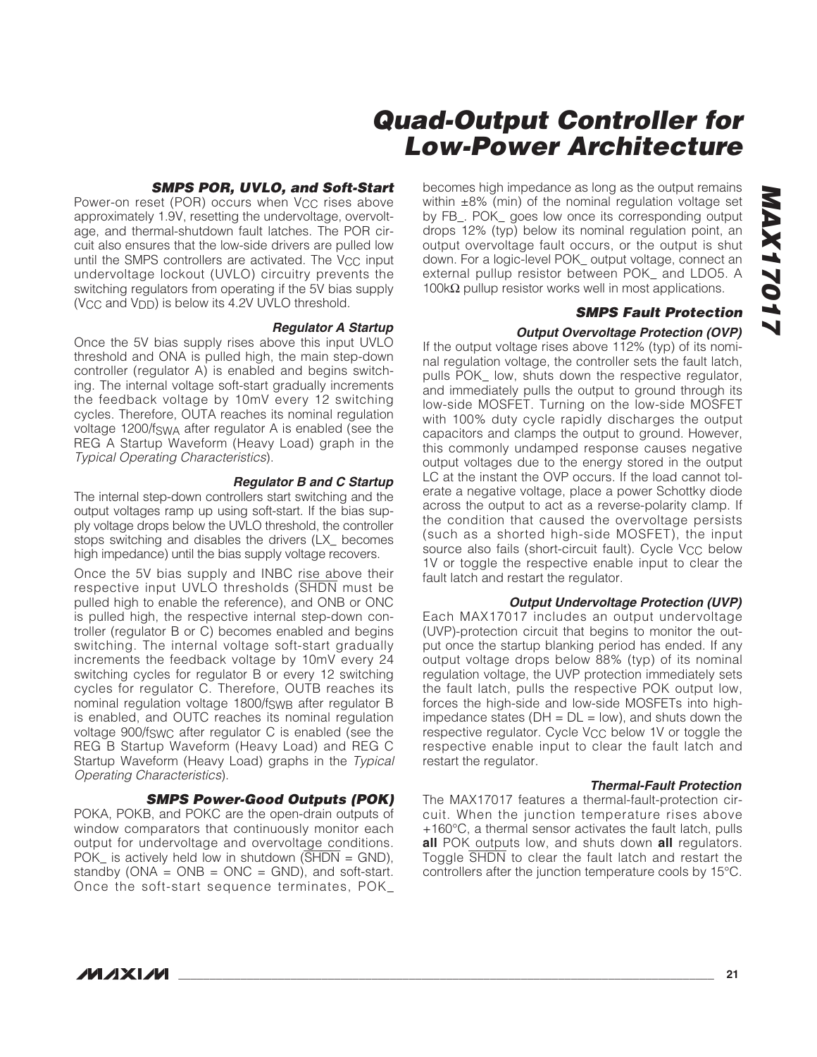### SMPS POR, UVLO, and Soft-Start

Power-on reset (POR) occurs when $V_{CC}$ rises above approximately 1.9V, resetting the undervoltage, overvoltage, and thermal-shutdown fault latches. The POR circuit also ensures that the low-side drivers are pulled low until the SMPS controllers are activated. The $V_{CC}$ input undervoltage lockout (UVLO) circuitry prevents the switching regulators from operating if the 5V bias supply ($V_{CC}$ and $V_{DD}$) is below its 4.2V UVLO threshold.

#### Regulator A Startup

Once the 5V bias supply rises above this input UVLO threshold and ONA is pulled high, the main step-down controller (regulator A) is enabled and begins switching. The internal voltage soft-start gradually increments the feedback voltage by 10mV every 12 switching cycles. Therefore, OUTA reaches its nominal regulation voltage $1200/f_{SWA}$ after regulator A is enabled (see the REG A Startup Waveform (Heavy Load) graph in the *Typical Operating Characteristics*).

#### Regulator B and C Startup

The internal step-down controllers start switching and the output voltages ramp up using soft-start. If the bias supply voltage drops below the UVLO threshold, the controller stops switching and disables the drivers (LX_ becomes high impedance) until the bias supply voltage recovers.

Once the 5V bias supply and INBC rise above their respective input UVLO thresholds ($\overline{SHDN}$ must be pulled high to enable the reference), and ONB or ONC is pulled high, the respective internal step-down controller (regulator B or C) becomes enabled and begins switching. The internal voltage soft-start gradually increments the feedback voltage by 10mV every 24 switching cycles for regulator B or every 12 switching cycles for regulator C. Therefore, OUTB reaches its nominal regulation voltage $1800/f_{SWB}$ after regulator B is enabled, and OUTC reaches its nominal regulation voltage $900/f_{SWC}$ after regulator C is enabled (see the REG B Startup Waveform (Heavy Load) and REG C Startup Waveform (Heavy Load) graphs in the *Typical Operating Characteristics*).

### SMPS Power-Good Outputs (POK)

POKA, POKB, and POKC are the open-drain outputs of window comparators that continuously monitor each output for undervoltage and overvoltage conditions. POK_ is actively held low in shutdown ($\overline{SHDN}$ = GND), standby (ONA = ONB = ONC = GND), and soft-start. Once the soft-start sequence terminates, POK_ becomes high impedance as long as the output remains within ±8% (min) of the nominal regulation voltage set by FB_. POK_ goes low once its corresponding output drops 12% (typ) below its nominal regulation point, an output overvoltage fault occurs, or the output is shut down. For a logic-level POK_ output voltage, connect an external pullup resistor between POK_ and LDO5. A 100kΩ pullup resistor works well in most applications.

### SMPS Fault Protection

#### Output Overvoltage Protection (OVP)

If the output voltage rises above 112% (typ) of its nominal regulation voltage, the controller sets the fault latch, pulls POK_ low, shuts down the respective regulator, and immediately pulls the output to ground through its low-side MOSFET. Turning on the low-side MOSFET with 100% duty cycle rapidly discharges the output capacitors and clamps the output to ground. However, this commonly undamped response causes negative output voltages due to the energy stored in the output LC at the instant the OVP occurs. If the load cannot tolerate a negative voltage, place a power Schottky diode across the output to act as a reverse-polarity clamp. If the condition that caused the overvoltage persists (such as a shorted high-side MOSFET), the input source also fails (short-circuit fault). Cycle $V_{CC}$ below 1V or toggle the respective enable input to clear the fault latch and restart the regulator.

#### Output Undervoltage Protection (UVP)

Each MAX17017 includes an output undervoltage (UVP)-protection circuit that begins to monitor the output once the startup blanking period has ended. If any output voltage drops below 88% (typ) of its nominal regulation voltage, the UVP protection immediately sets the fault latch, pulls the respective POK output low, forces the high-side and low-side MOSFETs into high-impedance states (DH = DL = low), and shuts down the respective regulator. Cycle $V_{CC}$ below 1V or toggle the respective enable input to clear the fault latch and restart the regulator.

#### Thermal-Fault Protection

The MAX17017 features a thermal-fault-protection circuit. When the junction temperature rises above +160°C, a thermal sensor activates the fault latch, pulls **all** POK outputs low, and shuts down **all** regulators. Toggle $\overline{SHDN}$ to clear the fault latch and restart the controllers after the junction temperature cools by 15°C.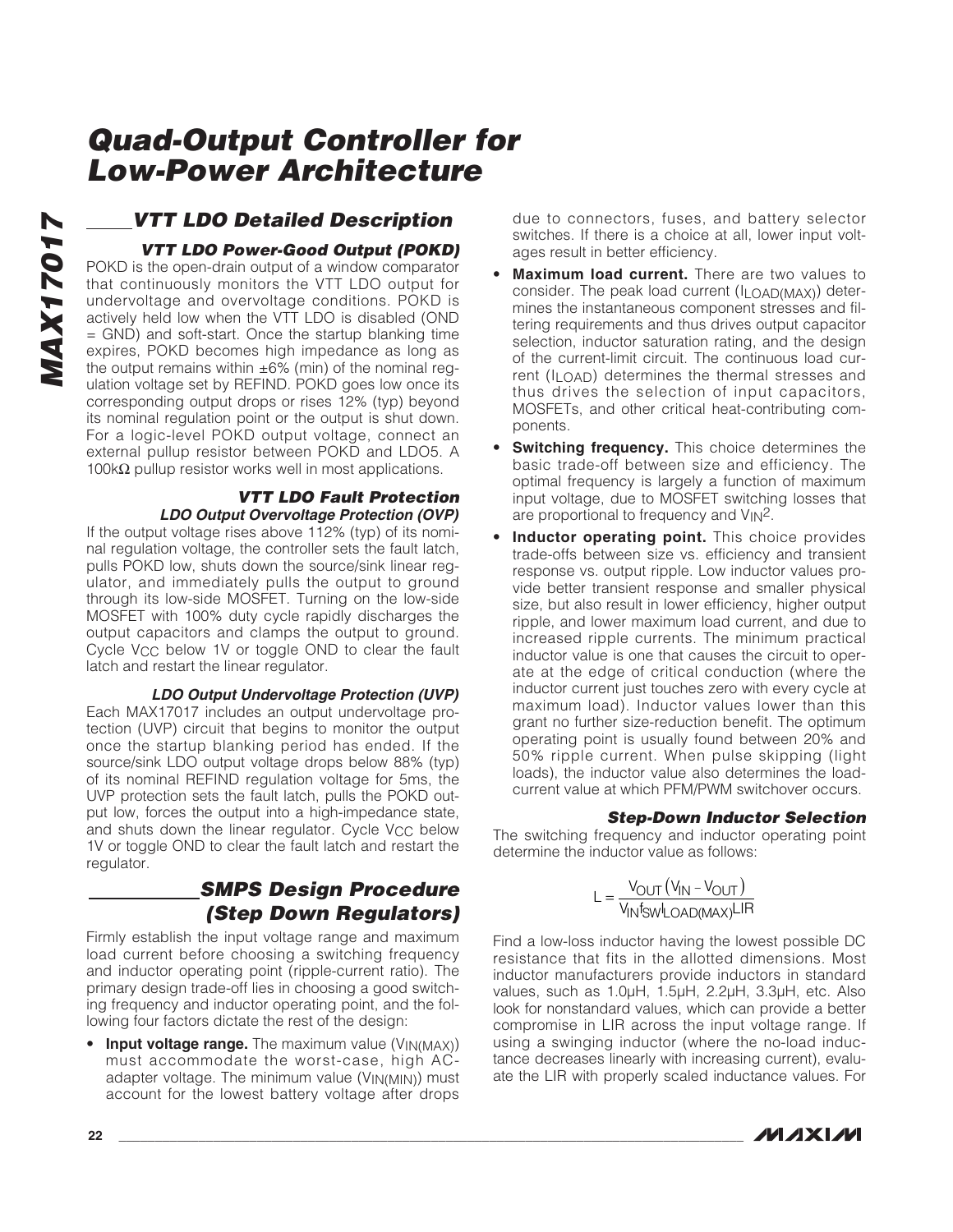## VTT LDO Detailed Description

### VTT LDO Power-Good Output (POKD)

POKD is the open-drain output of a window comparator that continuously monitors the VTT LDO output for undervoltage and overvoltage conditions. POKD is actively held low when the VTT LDO is disabled (OND = GND) and soft-start. Once the startup blanking time expires, POKD becomes high impedance as long as the output remains within ±6% (min) of the nominal regulation voltage set by REFIND. POKD goes low once its corresponding output drops or rises 12% (typ) beyond its nominal regulation point or the output is shut down. For a logic-level POKD output voltage, connect an external pullup resistor between POKD and LDO5. A 100kΩ pullup resistor works well in most applications.

### VTT LDO Fault Protection

#### LDO Output Overvoltage Protection (OVP)

If the output voltage rises above 112% (typ) of its nominal regulation voltage, the controller sets the fault latch, pulls POKD low, shuts down the source/sink linear regulator, and immediately pulls the output to ground through its low-side MOSFET. Turning on the low-side MOSFET with 100% duty cycle rapidly discharges the output capacitors and clamps the output to ground. Cycle $V_{CC}$ below 1V or toggle OND to clear the fault latch and restart the linear regulator.

#### LDO Output Undervoltage Protection (UVP)

Each MAX17017 includes an output undervoltage protection (UVP) circuit that begins to monitor the output once the startup blanking period has ended. If the source/sink LDO output voltage drops below 88% (typ) of its nominal REFIND regulation voltage for 5ms, the UVP protection sets the fault latch, pulls the POKD output low, forces the output into a high-impedance state, and shuts down the linear regulator. Cycle $V_{CC}$ below 1V or toggle OND to clear the fault latch and restart the regulator.

## SMPS Design Procedure (Step Down Regulators)

Firmly establish the input voltage range and maximum load current before choosing a switching frequency and inductor operating point (ripple-current ratio). The primary design trade-off lies in choosing a good switching frequency and inductor operating point, and the following four factors dictate the rest of the design:

- **Input voltage range.** The maximum value ($V_{IN(MAX)}$) must accommodate the worst-case, high AC-adapter voltage. The minimum value ($V_{IN(MIN)}$) must account for the lowest battery voltage after drops due to connectors, fuses, and battery selector switches. If there is a choice at all, lower input voltages result in better efficiency.
- **Maximum load current.** There are two values to consider. The peak load current ($I_{LOAD(MAX)}$) determines the instantaneous component stresses and filtering requirements and thus drives output capacitor selection, inductor saturation rating, and the design of the current-limit circuit. The continuous load current ($I_{LOAD}$) determines the thermal stresses and thus drives the selection of input capacitors, MOSFETs, and other critical heat-contributing components.
- **Switching frequency.** This choice determines the basic trade-off between size and efficiency. The optimal frequency is largely a function of maximum input voltage, due to MOSFET switching losses that are proportional to frequency and $V_{IN}^2$.
- **Inductor operating point.** This choice provides trade-offs between size vs. efficiency and transient response vs. output ripple. Low inductor values provide better transient response and smaller physical size, but also result in lower efficiency, higher output ripple, and lower maximum load current, and due to increased ripple currents. The minimum practical inductor value is one that causes the circuit to operate at the edge of critical conduction (where the inductor current just touches zero with every cycle at maximum load). Inductor values lower than this grant no further size-reduction benefit. The optimum operating point is usually found between 20% and 50% ripple current. When pulse skipping (light loads), the inductor value also determines the load-current value at which PFM/PWM switchover occurs.

### Step-Down Inductor Selection

The switching frequency and inductor operating point determine the inductor value as follows:

$$L = \frac{V_{OUT}\left(V_{IN} - V_{OUT}\right)}{V_{IN} f_{SW} I_{LOAD(MAX)} LIR}$$

Find a low-loss inductor having the lowest possible DC resistance that fits in the allotted dimensions. Most inductor manufacturers provide inductors in standard values, such as 1.0µH, 1.5µH, 2.2µH, 3.3µH, etc. Also look for nonstandard values, which can provide a better compromise in LIR across the input voltage range. If using a swinging inductor (where the no-load inductance decreases linearly with increasing current), evaluate the LIR with properly scaled inductance values. For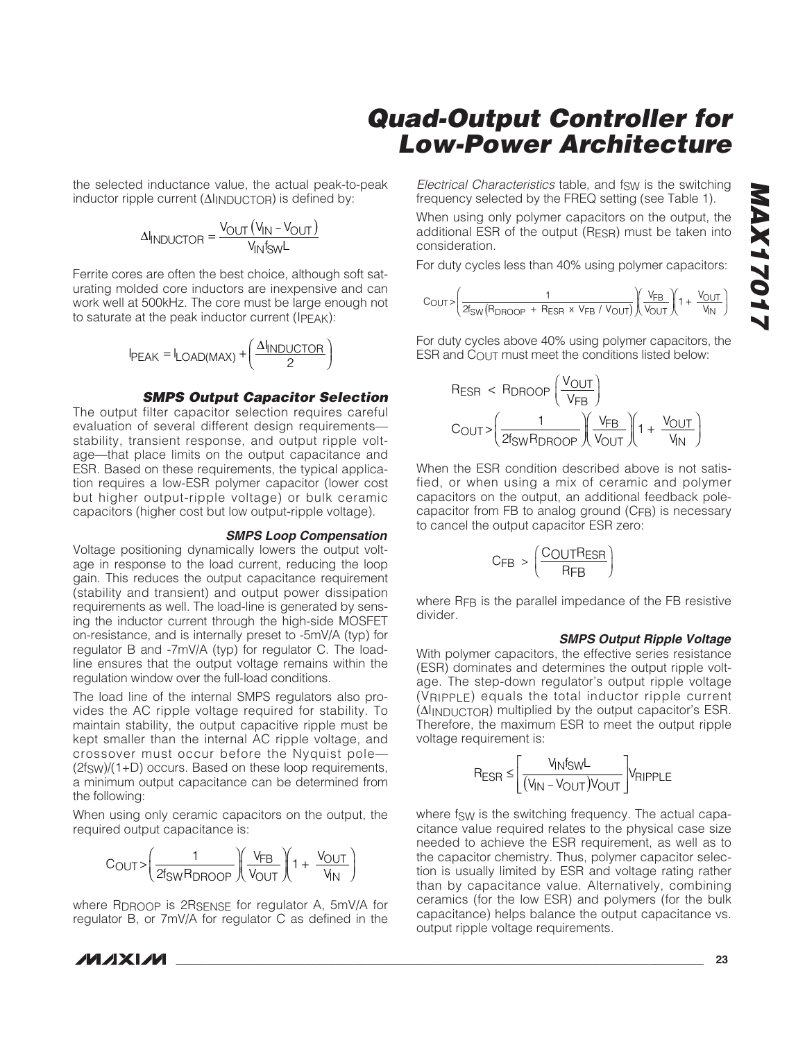the selected inductance value, the actual peak-to-peak inductor ripple current ($\Delta I_{INDUCTOR}$) is defined by:

$$\Delta I_{INDUCTOR} = \frac{V_{OUT}\left(V_{IN} - V_{OUT}\right)}{V_{IN} f_{SW} L}$$

Ferrite cores are often the best choice, although soft saturating molded core inductors are inexpensive and can work well at 500kHz. The core must be large enough not to saturate at the peak inductor current ($I_{PEAK}$):

$$I_{PEAK} = I_{LOAD(MAX)} + \left(\frac{\Delta I_{INDUCTOR}}{2}\right)$$

### SMPS Output Capacitor Selection

The output filter capacitor selection requires careful evaluation of several different design requirements—stability, transient response, and output ripple voltage—that place limits on the output capacitance and ESR. Based on these requirements, the typical application requires a low-ESR polymer capacitor (lower cost but higher output-ripple voltage) or bulk ceramic capacitors (higher cost but low output-ripple voltage).

#### SMPS Loop Compensation

Voltage positioning dynamically lowers the output voltage in response to the load current, reducing the loop gain. This reduces the output capacitance requirement (stability and transient) and output power dissipation requirements as well. The load-line is generated by sensing the inductor current through the high-side MOSFET on-resistance, and is internally preset to -5mV/A (typ) for regulator B and -7mV/A (typ) for regulator C. The load-line ensures that the output voltage remains within the regulation window over the full-load conditions.

The load line of the internal SMPS regulators also provides the AC ripple voltage required for stability. To maintain stability, the output capacitive ripple must be kept smaller than the internal AC ripple voltage, and crossover must occur before the Nyquist pole—$(2f_{SW})/(1+D)$ occurs. Based on these loop requirements, a minimum output capacitance can be determined from the following:

When using only ceramic capacitors on the output, the required output capacitance is:

$$C_{OUT} > \left(\frac{1}{2f_{SW}R_{DROOP}}\right)\left(\frac{V_{FB}}{V_{OUT}}\right)\left(1 + \frac{V_{OUT}}{V_{IN}}\right)$$

where $R_{DROOP}$ is $2R_{SENSE}$ for regulator A, 5mV/A for regulator B, or 7mV/A for regulator C as defined in the *Electrical Characteristics* table, and $f_{SW}$ is the switching frequency selected by the FREQ setting (see Table 1).

When using only polymer capacitors on the output, the additional ESR of the output ($R_{ESR}$) must be taken into consideration.

For duty cycles less than 40% using polymer capacitors:

$$C_{OUT} > \left(\frac{1}{2f_{SW}\left(R_{DROOP} + R_{ESR} \times V_{FB} / V_{OUT}\right)}\right)\left(\frac{V_{FB}}{V_{OUT}}\right)\left(1 + \frac{V_{OUT}}{V_{IN}}\right)$$

For duty cycles above 40% using polymer capacitors, the ESR and $C_{OUT}$ must meet the conditions listed below:

$$R_{ESR} < R_{DROOP}\left(\frac{V_{OUT}}{V_{FB}}\right)$$

$$C_{OUT} > \left(\frac{1}{2f_{SW}R_{DROOP}}\right)\left(\frac{V_{FB}}{V_{OUT}}\right)\left(1 + \frac{V_{OUT}}{V_{IN}}\right)$$

When the ESR condition described above is not satisfied, or when using a mix of ceramic and polymer capacitors on the output, an additional feedback pole-capacitor from FB to analog ground ($C_{FB}$) is necessary to cancel the output capacitor ESR zero:

$$C_{FB} > \left(\frac{C_{OUT}R_{ESR}}{R_{FB}}\right)$$

where $R_{FB}$ is the parallel impedance of the FB resistive divider.

#### SMPS Output Ripple Voltage

With polymer capacitors, the effective series resistance (ESR) dominates and determines the output ripple voltage. The step-down regulator's output ripple voltage ($V_{RIPPLE}$) equals the total inductor ripple current ($\Delta I_{INDUCTOR}$) multiplied by the output capacitor's ESR. Therefore, the maximum ESR to meet the output ripple voltage requirement is:

$$R_{ESR} \leq \left[\frac{V_{IN} f_{SW} L}{\left(V_{IN} - V_{OUT}\right)V_{OUT}}\right]V_{RIPPLE}$$

where $f_{SW}$ is the switching frequency. The actual capacitance value required relates to the physical case size needed to achieve the ESR requirement, as well as to the capacitor chemistry. Thus, polymer capacitor selection is usually limited by ESR and voltage rating rather than by capacitance value. Alternatively, combining ceramics (for the low ESR) and polymers (for the bulk capacitance) helps balance the output capacitance vs. output ripple voltage requirements.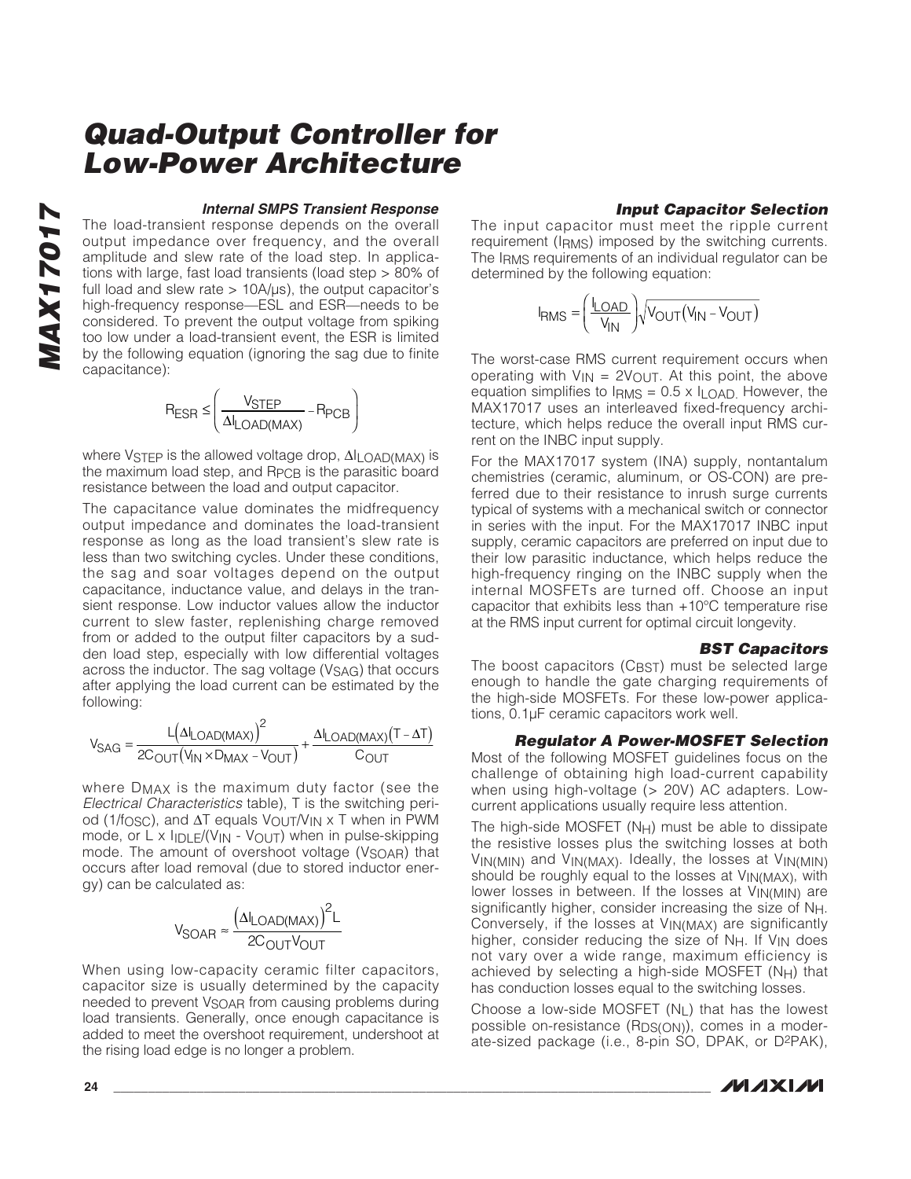### Internal SMPS Transient Response

The load-transient response depends on the overall output impedance over frequency, and the overall amplitude and slew rate of the load step. In applications with large, fast load transients (load step > 80% of full load and slew rate > 10A/µs), the output capacitor's high-frequency response—ESL and ESR—needs to be considered. To prevent the output voltage from spiking too low under a load-transient event, the ESR is limited by the following equation (ignoring the sag due to finite capacitance):

$$R_{ESR} \leq \left( \frac{V_{STEP}}{\Delta I_{LOAD(MAX)}} - R_{PCB} \right)$$

where $V_{STEP}$ is the allowed voltage drop, $\Delta I_{LOAD(MAX)}$ is the maximum load step, and $R_{PCB}$ is the parasitic board resistance between the load and output capacitor.

The capacitance value dominates the midfrequency output impedance and dominates the load-transient response as long as the load transient's slew rate is less than two switching cycles. Under these conditions, the sag and soar voltages depend on the output capacitance, inductance value, and delays in the transient response. Low inductor values allow the inductor current to slew faster, replenishing charge removed from or added to the output filter capacitors by a sudden load step, especially with low differential voltages across the inductor. The sag voltage ($V_{SAG}$) that occurs after applying the load current can be estimated by the following:

$$V_{SAG} = \frac{L\left(\Delta I_{LOAD(MAX)}\right)^2}{2C_{OUT}\left(V_{IN} \times D_{MAX} - V_{OUT}\right)} + \frac{\Delta I_{LOAD(MAX)}\left(T - \Delta T\right)}{C_{OUT}}$$

where $D_{MAX}$ is the maximum duty factor (see the *Electrical Characteristics* table), T is the switching period ($1/f_{OSC}$), and $\Delta T$ equals $V_{OUT}/V_{IN} \times T$ when in PWM mode, or $L \times I_{IDLE}/(V_{IN} - V_{OUT})$ when in pulse-skipping mode. The amount of overshoot voltage ($V_{SOAR}$) that occurs after load removal (due to stored inductor energy) can be calculated as:

$$V_{SOAR} \approx \frac{\left(\Delta I_{LOAD(MAX)}\right)^2 L}{2C_{OUT}V_{OUT}}$$

When using low-capacity ceramic filter capacitors, capacitor size is usually determined by the capacity needed to prevent $V_{SOAR}$ from causing problems during load transients. Generally, once enough capacitance is added to meet the overshoot requirement, undershoot at the rising load edge is no longer a problem.

### Input Capacitor Selection

The input capacitor must meet the ripple current requirement ($I_{RMS}$) imposed by the switching currents. The $I_{RMS}$ requirements of an individual regulator can be determined by the following equation:

$$I_{RMS} = \left( \frac{I_{LOAD}}{V_{IN}} \right) \sqrt{V_{OUT}\left(V_{IN} - V_{OUT}\right)}$$

The worst-case RMS current requirement occurs when operating with $V_{IN} = 2V_{OUT}$. At this point, the above equation simplifies to $I_{RMS} = 0.5 \times I_{LOAD}$. However, the MAX17017 uses an interleaved fixed-frequency architecture, which helps reduce the overall input RMS current on the INBC input supply.

For the MAX17017 system (INA) supply, nontantalum chemistries (ceramic, aluminum, or OS-CON) are preferred due to their resistance to inrush surge currents typical of systems with a mechanical switch or connector in series with the input. For the MAX17017 INBC input supply, ceramic capacitors are preferred on input due to their low parasitic inductance, which helps reduce the high-frequency ringing on the INBC supply when the internal MOSFETs are turned off. Choose an input capacitor that exhibits less than +10°C temperature rise at the RMS input current for optimal circuit longevity.

### BST Capacitors

The boost capacitors ($C_{BST}$) must be selected large enough to handle the gate charging requirements of the high-side MOSFETs. For these low-power applications, 0.1µF ceramic capacitors work well.

### Regulator A Power-MOSFET Selection

Most of the following MOSFET guidelines focus on the challenge of obtaining high load-current capability when using high-voltage (> 20V) AC adapters. Low-current applications usually require less attention.

The high-side MOSFET ($N_H$) must be able to dissipate the resistive losses plus the switching losses at both $V_{IN(MIN)}$ and $V_{IN(MAX)}$. Ideally, the losses at $V_{IN(MIN)}$ should be roughly equal to the losses at $V_{IN(MAX)}$, with lower losses in between. If the losses at $V_{IN(MIN)}$ are significantly higher, consider increasing the size of $N_H$. Conversely, if the losses at $V_{IN(MAX)}$ are significantly higher, consider reducing the size of $N_H$. If $V_{IN}$ does not vary over a wide range, maximum efficiency is achieved by selecting a high-side MOSFET ($N_H$) that has conduction losses equal to the switching losses.

Choose a low-side MOSFET ($N_L$) that has the lowest possible on-resistance ($R_{DS(ON)}$), comes in a moderate-sized package (i.e., 8-pin SO, DPAK, or D2PAK),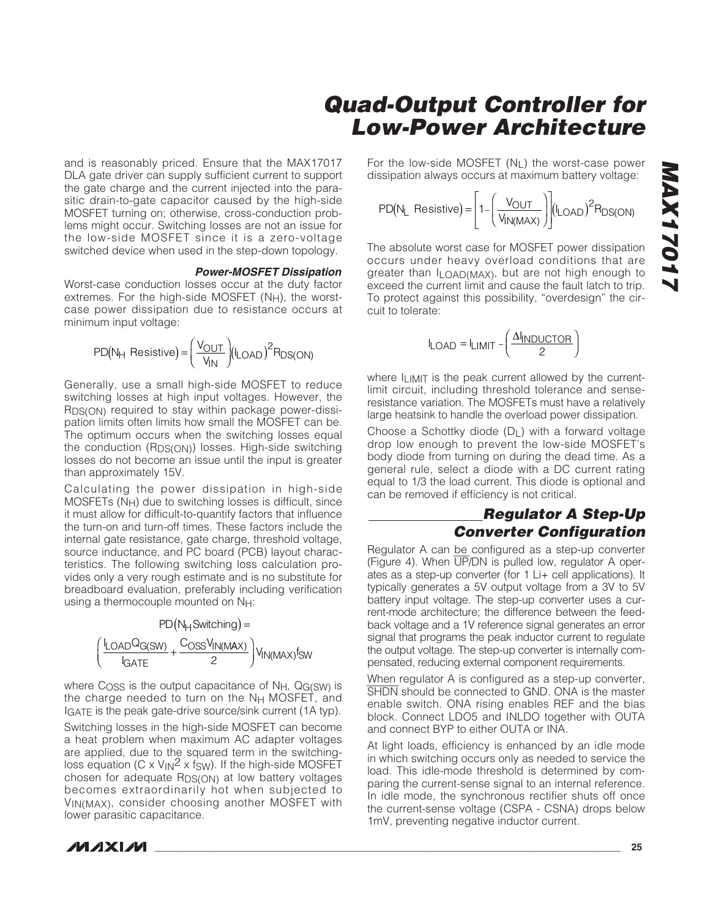and is reasonably priced. Ensure that the MAX17017 DLA gate driver can supply sufficient current to support the gate charge and the current injected into the parasitic drain-to-gate capacitor caused by the high-side MOSFET turning on; otherwise, cross-conduction problems might occur. Switching losses are not an issue for the low-side MOSFET since it is a zero-voltage switched device when used in the step-down topology.

#### *Power-MOSFET Dissipation*

Worst-case conduction losses occur at the duty factor extremes. For the high-side MOSFET ($N_H$), the worst-case power dissipation due to resistance occurs at minimum input voltage:

$$PD(N_H \text{ Resistive}) = \left(\frac{V_{OUT}}{V_{IN}}\right)(I_{LOAD})^2 R_{DS(ON)}$$

Generally, use a small high-side MOSFET to reduce switching losses at high input voltages. However, the $R_{DS(ON)}$ required to stay within package power-dissipation limits often limits how small the MOSFET can be. The optimum occurs when the switching losses equal the conduction ($R_{DS(ON)}$) losses. High-side switching losses do not become an issue until the input is greater than approximately 15V.

Calculating the power dissipation in high-side MOSFETs ($N_H$) due to switching losses is difficult, since it must allow for difficult-to-quantify factors that influence the turn-on and turn-off times. These factors include the internal gate resistance, gate charge, threshold voltage, source inductance, and PC board (PCB) layout characteristics. The following switching loss calculation provides only a very rough estimate and is no substitute for breadboard evaluation, preferably including verification using a thermocouple mounted on $N_H$:

$$PD(N_H \text{Switching}) = \left(\frac{I_{LOAD} Q_{G(SW)}}{I_{GATE}} + \frac{C_{OSS} V_{IN(MAX)}}{2}\right) V_{IN(MAX)} f_{SW}$$

where $C_{OSS}$ is the output capacitance of $N_H$, $Q_{G(SW)}$ is the charge needed to turn on the $N_H$ MOSFET, and $I_{GATE}$ is the peak gate-drive source/sink current (1A typ).

Switching losses in the high-side MOSFET can become a heat problem when maximum AC adapter voltages are applied, due to the squared term in the switching-loss equation ($C \times V_{IN}^2 \times f_{SW}$). If the high-side MOSFET chosen for adequate $R_{DS(ON)}$ at low battery voltages becomes extraordinarily hot when subjected to $V_{IN(MAX)}$, consider choosing another MOSFET with lower parasitic capacitance.

For the low-side MOSFET ($N_L$) the worst-case power dissipation always occurs at maximum battery voltage:

$$PD(N_L \text{ Resistive}) = \left[1 - \left(\frac{V_{OUT}}{V_{IN(MAX)}}\right)\right](I_{LOAD})^2 R_{DS(ON)}$$

The absolute worst case for MOSFET power dissipation occurs under heavy overload conditions that are greater than $I_{LOAD(MAX)}$, but are not high enough to exceed the current limit and cause the fault latch to trip. To protect against this possibility, "overdesign" the circuit to tolerate:

$$I_{LOAD} = I_{LIMIT} - \left(\frac{\Delta I_{INDUCTOR}}{2}\right)$$

where $I_{LIMIT}$ is the peak current allowed by the current-limit circuit, including threshold tolerance and sense-resistance variation. The MOSFETs must have a relatively large heatsink to handle the overload power dissipation.

Choose a Schottky diode ($D_L$) with a forward voltage drop low enough to prevent the low-side MOSFET's body diode from turning on during the dead time. As a general rule, select a diode with a DC current rating equal to 1/3 the load current. This diode is optional and can be removed if efficiency is not critical.

## *Regulator A Step-Up Converter Configuration*

Regulator A can be configured as a step-up converter (Figure 4). When $\overline{UP}$/DN is pulled low, regulator A operates as a step-up converter (for 1 Li+ cell applications). It typically generates a 5V output voltage from a 3V to 5V battery input voltage. The step-up converter uses a current-mode architecture; the difference between the feedback voltage and a 1V reference signal generates an error signal that programs the peak inductor current to regulate the output voltage. The step-up converter is internally compensated, reducing external component requirements.

When regulator A is configured as a step-up converter, $\overline{SHDN}$ should be connected to GND. ONA is the master enable switch. ONA rising enables REF and the bias block. Connect LDO5 and INLDO together with OUTA and connect BYP to either OUTA or INA.

At light loads, efficiency is enhanced by an idle mode in which switching occurs only as needed to service the load. This idle-mode threshold is determined by comparing the current-sense signal to an internal reference. In idle mode, the synchronous rectifier shuts off once the current-sense voltage (CSPA - CSNA) drops below 1mV, preventing negative inductor current.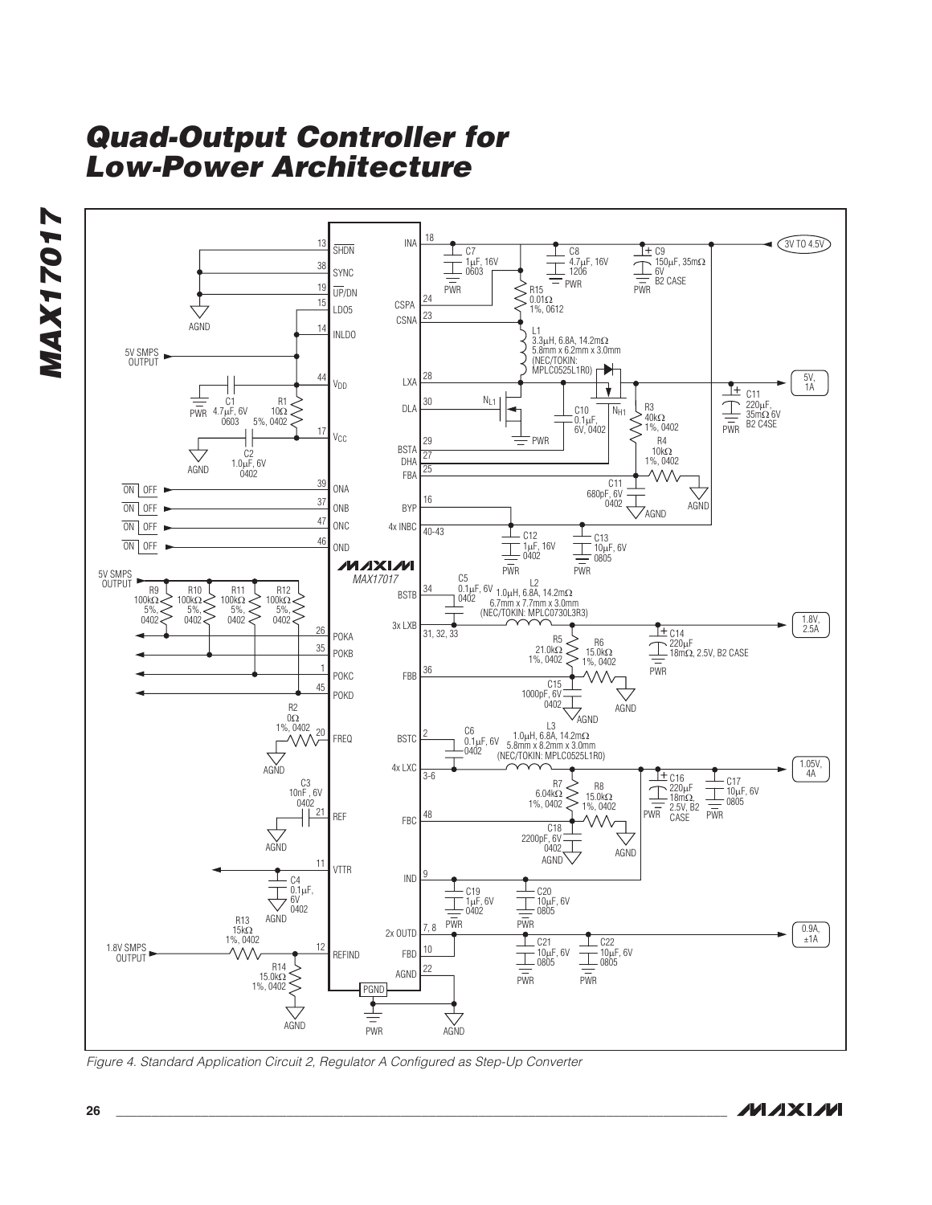Figure 4. Standard Application Circuit 2, Regulator A Configured as Step-Up Converter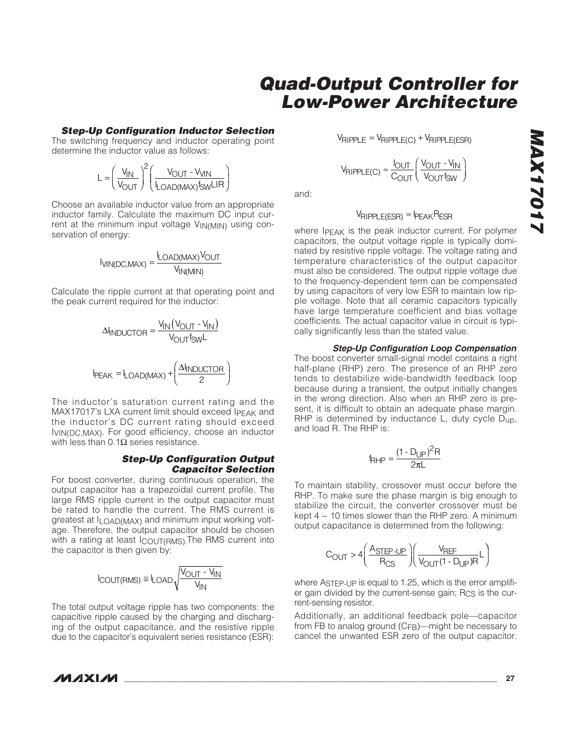### Step-Up Configuration Inductor Selection

The switching frequency and inductor operating point determine the inductor value as follows:

$$L = \left(\frac{V_{IN}}{V_{OUT}}\right)^2 \left(\frac{V_{OUT} - V_{VIN}}{I_{LOAD(MAX)} f_{SW} LIR}\right)$$

Choose an available inductor value from an appropriate inductor family. Calculate the maximum DC input current at the minimum input voltage $V_{IN(MIN)}$ using conservation of energy:

$$I_{VIN(DC,MAX)} = \frac{I_{LOAD(MAX)} V_{OUT}}{V_{IN(MIN)}}$$

Calculate the ripple current at that operating point and the peak current required for the inductor:

$$\Delta I_{INDUCTOR} = \frac{V_{IN}(V_{OUT} - V_{IN})}{V_{OUT} f_{SW} L}$$

$$I_{PEAK} = I_{LOAD(MAX)} + \left(\frac{\Delta I_{INDUCTOR}}{2}\right)$$

The inductor's saturation current rating and the MAX17017's LXA current limit should exceed $I_{PEAK}$ and the inductor's DC current rating should exceed $I_{VIN(DC,MAX)}$. For good efficiency, choose an inductor with less than 0.1Ω series resistance.

### Step-Up Configuration Output Capacitor Selection

For boost converter, during continuous operation, the output capacitor has a trapezoidal current profile. The large RMS ripple current in the output capacitor must be rated to handle the current. The RMS current is greatest at $I_{LOAD(MAX)}$ and minimum input working voltage. Therefore, the output capacitor should be chosen with a rating at least $I_{COUT(RMS)}$. The RMS current into the capacitor is then given by:

$$I_{COUT(RMS)} \cong I_{LOAD}\sqrt{\frac{V_{OUT} - V_{IN}}{V_{IN}}}$$

The total output voltage ripple has two components: the capacitive ripple caused by the charging and discharging of the output capacitance, and the resistive ripple due to the capacitor's equivalent series resistance (ESR):

$$V_{RIPPLE} = V_{RIPPLE(C)} + V_{RIPPLE(ESR)}$$

$$V_{RIPPLE(C)} \approx \frac{I_{OUT}}{C_{OUT}}\left(\frac{V_{OUT} - V_{IN}}{V_{OUT} f_{SW}}\right)$$

and:

$$V_{RIPPLE(ESR)} \approx I_{PEAK} R_{ESR}$$

where $I_{PEAK}$ is the peak inductor current. For polymer capacitors, the output voltage ripple is typically dominated by resistive ripple voltage. The voltage rating and temperature characteristics of the output capacitor must also be considered. The output ripple voltage due to the frequency-dependent term can be compensated by using capacitors of very low ESR to maintain low ripple voltage. Note that all ceramic capacitors typically have large temperature coefficient and bias voltage coefficients. The actual capacitor value in circuit is typically significantly less than the stated value.

### Step-Up Configuration Loop Compensation

The boost converter small-signal model contains a right half-plane (RHP) zero. The presence of an RHP zero tends to destabilize wide-bandwidth feedback loop because during a transient, the output initially changes in the wrong direction. Also when an RHP zero is present, it is difficult to obtain an adequate phase margin. RHP is determined by inductance L, duty cycle $D_{UP}$, and load R. The RHP is:

$$f_{RHP} = \frac{(1 - D_{UP})^2 R}{2\pi L}$$

To maintain stability, crossover must occur before the RHP. To make sure the phase margin is big enough to stabilize the circuit, the converter crossover must be kept 4 ~ 10 times slower than the RHP zero. A minimum output capacitance is determined from the following:

$$C_{OUT} > 4\left(\frac{A_{STEP\text{-}UP}}{R_{CS}}\right)\left(\frac{V_{REF}}{V_{OUT}(1 - D_{UP})R}L\right)$$

where $A_{STEP\text{-}UP}$ is equal to 1.25, which is the error amplifier gain divided by the current-sense gain; $R_{CS}$ is the current-sensing resistor.

Additionally, an additional feedback pole—capacitor from FB to analog ground ($C_{FB}$)—might be necessary to cancel the unwanted ESR zero of the output capacitor.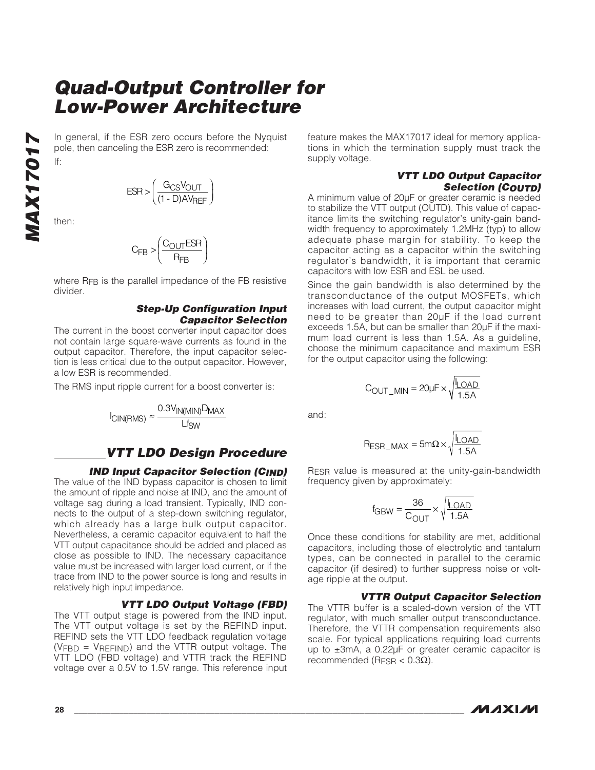In general, if the ESR zero occurs before the Nyquist pole, then canceling the ESR zero is recommended:

If:

$$ESR > \left( \frac{G_{CS} V_{OUT}}{(1 - D) A V_{REF}} \right)$$

then:

$$C_{FB} > \left( \frac{C_{OUT} ESR}{R_{FB}} \right)$$

where $R_{FB}$ is the parallel impedance of the FB resistive divider.

#### Step-Up Configuration Input Capacitor Selection

The current in the boost converter input capacitor does not contain large square-wave currents as found in the output capacitor. Therefore, the input capacitor selection is less critical due to the output capacitor. However, a low ESR is recommended.

The RMS input ripple current for a boost converter is:

$$I_{CIN(RMS)} \approx \frac{0.3 V_{IN(MIN)} D_{MAX}}{L f_{SW}}$$

## VTT LDO Design Procedure

#### IND Input Capacitor Selection ($C_{IND}$)

The value of the IND bypass capacitor is chosen to limit the amount of ripple and noise at IND, and the amount of voltage sag during a load transient. Typically, IND connects to the output of a step-down switching regulator, which already has a large bulk output capacitor. Nevertheless, a ceramic capacitor equivalent to half the VTT output capacitance should be added and placed as close as possible to IND. The necessary capacitance value must be increased with larger load current, or if the trace from IND to the power source is long and results in relatively high input impedance.

#### VTT LDO Output Voltage (FBD)

The VTT output stage is powered from the IND input. The VTT output voltage is set by the REFIND input. REFIND sets the VTT LDO feedback regulation voltage ($V_{FBD} = V_{REFIND}$) and the VTTR output voltage. The VTT LDO (FBD voltage) and VTTR track the REFIND voltage over a 0.5V to 1.5V range. This reference input feature makes the MAX17017 ideal for memory applications in which the termination supply must track the supply voltage.

#### VTT LDO Output Capacitor Selection ($C_{OUTD}$)

A minimum value of 20µF or greater ceramic is needed to stabilize the VTT output (OUTD). This value of capacitance limits the switching regulator's unity-gain bandwidth frequency to approximately 1.2MHz (typ) to allow adequate phase margin for stability. To keep the capacitor acting as a capacitor within the switching regulator's bandwidth, it is important that ceramic capacitors with low ESR and ESL be used.

Since the gain bandwidth is also determined by the transconductance of the output MOSFETs, which increases with load current, the output capacitor might need to be greater than 20µF if the load current exceeds 1.5A, but can be smaller than 20µF if the maximum load current is less than 1.5A. As a guideline, choose the minimum capacitance and maximum ESR for the output capacitor using the following:

$$C_{OUT\_MIN} = 20\mu F \times \sqrt{\frac{I_{LOAD}}{1.5A}}$$

and:

$$R_{ESR\_MAX} = 5m\Omega \times \sqrt{\frac{I_{LOAD}}{1.5A}}$$

$R_{ESR}$ value is measured at the unity-gain-bandwidth frequency given by approximately:

$$f_{GBW} = \frac{36}{C_{OUT}} \times \sqrt{\frac{I_{LOAD}}{1.5A}}$$

Once these conditions for stability are met, additional capacitors, including those of electrolytic and tantalum types, can be connected in parallel to the ceramic capacitor (if desired) to further suppress noise or voltage ripple at the output.

#### VTTR Output Capacitor Selection

The VTTR buffer is a scaled-down version of the VTT regulator, with much smaller output transconductance. Therefore, the VTTR compensation requirements also scale. For typical applications requiring load currents up to ±3mA, a 0.22µF or greater ceramic capacitor is recommended ($R_{ESR} < 0.3\Omega$).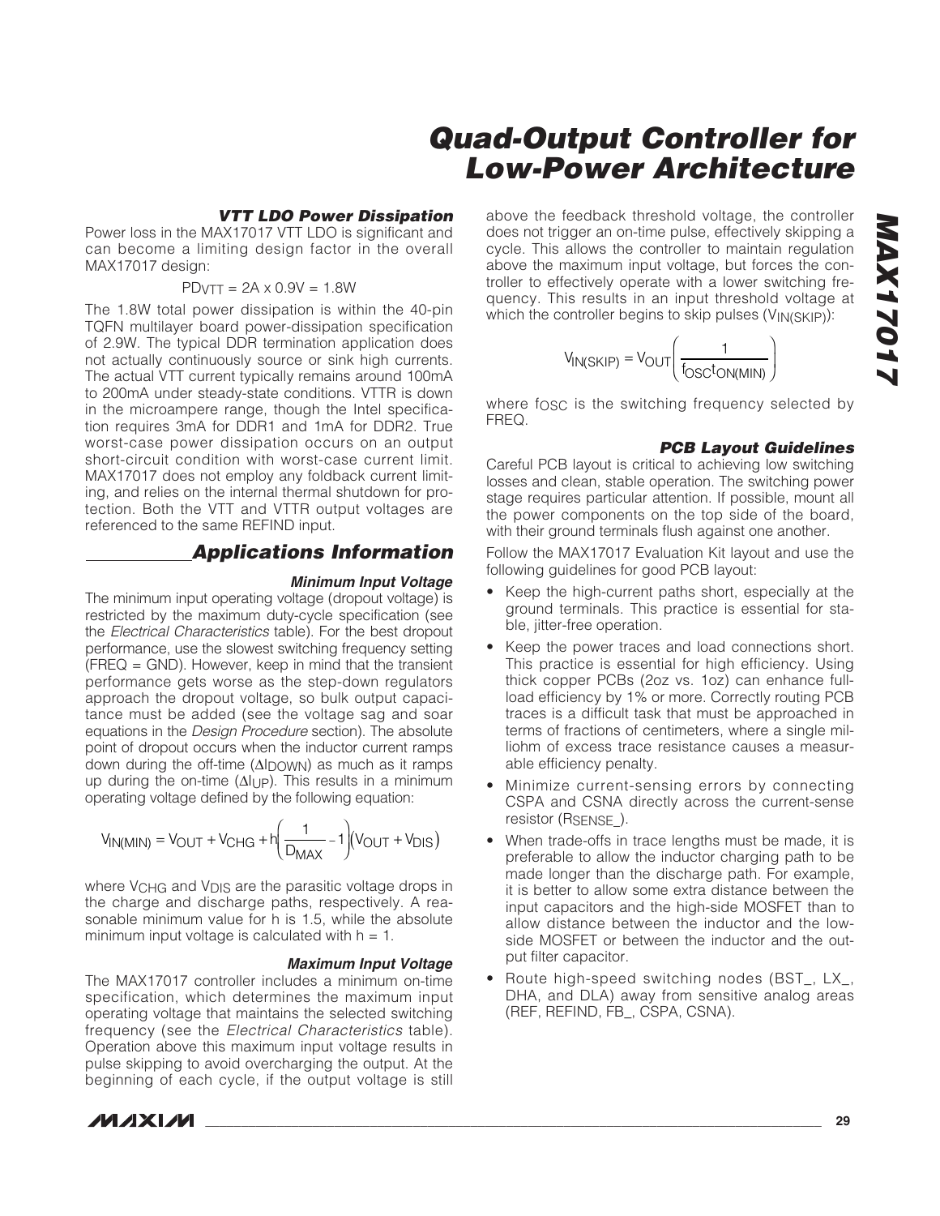### VTT LDO Power Dissipation

Power loss in the MAX17017 VTT LDO is significant and can become a limiting design factor in the overall MAX17017 design:

$$PD_{VTT} = 2A \times 0.9V = 1.8W$$

The 1.8W total power dissipation is within the 40-pin TQFN multilayer board power-dissipation specification of 2.9W. The typical DDR termination application does not actually continuously source or sink high currents. The actual VTT current typically remains around 100mA to 200mA under steady-state conditions. VTTR is down in the microampere range, though the Intel specification requires 3mA for DDR1 and 1mA for DDR2. True worst-case power dissipation occurs on an output short-circuit condition with worst-case current limit. MAX17017 does not employ any foldback current limiting, and relies on the internal thermal shutdown for protection. Both the VTT and VTTR output voltages are referenced to the same REFIND input.

## Applications Information

### Minimum Input Voltage

The minimum input operating voltage (dropout voltage) is restricted by the maximum duty-cycle specification (see the *Electrical Characteristics* table). For the best dropout performance, use the slowest switching frequency setting (FREQ = GND). However, keep in mind that the transient performance gets worse as the step-down regulators approach the dropout voltage, so bulk output capacitance must be added (see the voltage sag and soar equations in the *Design Procedure* section). The absolute point of dropout occurs when the inductor current ramps down during the off-time ($\Delta I_{DOWN}$) as much as it ramps up during the on-time ($\Delta I_{UP}$). This results in a minimum operating voltage defined by the following equation:

$$V_{IN(MIN)} = V_{OUT} + V_{CHG} + h\left(\frac{1}{D_{MAX}} - 1\right)(V_{OUT} + V_{DIS})$$

where $V_{CHG}$ and $V_{DIS}$ are the parasitic voltage drops in the charge and discharge paths, respectively. A reasonable minimum value for h is 1.5, while the absolute minimum input voltage is calculated with h = 1.

### Maximum Input Voltage

The MAX17017 controller includes a minimum on-time specification, which determines the maximum input operating voltage that maintains the selected switching frequency (see the *Electrical Characteristics* table). Operation above this maximum input voltage results in pulse skipping to avoid overcharging the output. At the beginning of each cycle, if the output voltage is still above the feedback threshold voltage, the controller does not trigger an on-time pulse, effectively skipping a cycle. This allows the controller to maintain regulation above the maximum input voltage, but forces the controller to effectively operate with a lower switching frequency. This results in an input threshold voltage at which the controller begins to skip pulses ($V_{IN(SKIP)}$):

$$V_{IN(SKIP)} = V_{OUT}\left(\frac{1}{f_{OSC}t_{ON(MIN)}}\right)$$

where $f_{OSC}$ is the switching frequency selected by FREQ.

### PCB Layout Guidelines

Careful PCB layout is critical to achieving low switching losses and clean, stable operation. The switching power stage requires particular attention. If possible, mount all the power components on the top side of the board, with their ground terminals flush against one another.

Follow the MAX17017 Evaluation Kit layout and use the following guidelines for good PCB layout:

- Keep the high-current paths short, especially at the ground terminals. This practice is essential for stable, jitter-free operation.
- Keep the power traces and load connections short. This practice is essential for high efficiency. Using thick copper PCBs (2oz vs. 1oz) can enhance full-load efficiency by 1% or more. Correctly routing PCB traces is a difficult task that must be approached in terms of fractions of centimeters, where a single milliohm of excess trace resistance causes a measurable efficiency penalty.
- Minimize current-sensing errors by connecting CSPA and CSNA directly across the current-sense resistor ($R_{SENSE\_}$).
- When trade-offs in trace lengths must be made, it is preferable to allow the inductor charging path to be made longer than the discharge path. For example, it is better to allow some extra distance between the input capacitors and the high-side MOSFET than to allow distance between the inductor and the low-side MOSFET or between the inductor and the output filter capacitor.
- Route high-speed switching nodes (BST_, LX_, DHA, and DLA) away from sensitive analog areas (REF, REFIND, FB_, CSPA, CSNA).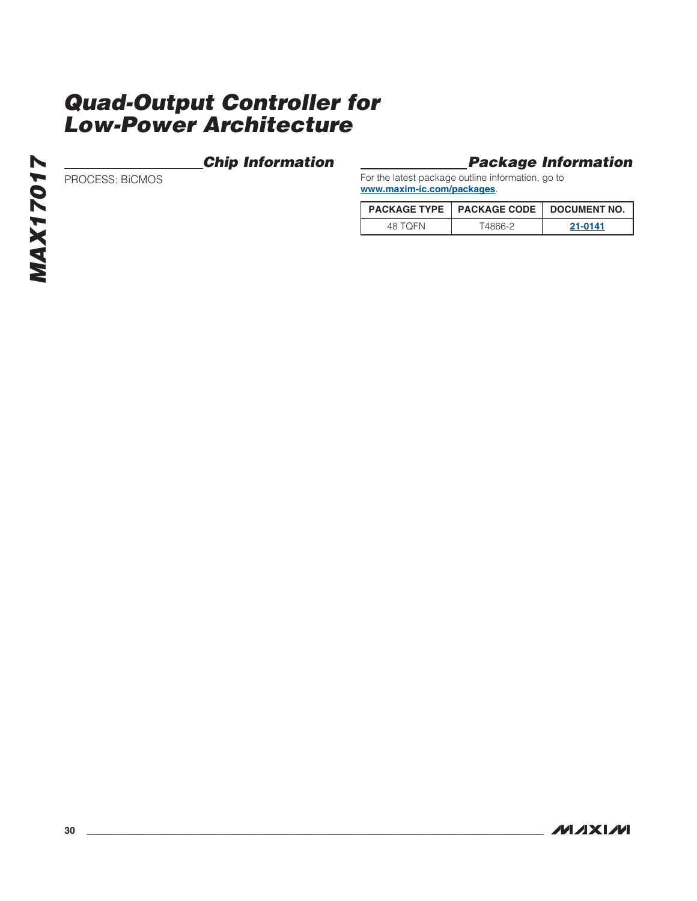## Chip Information

PROCESS: BiCMOS

## Package Information

For the latest package outline information, go to **www.maxim-ic.com/packages**.

| PACKAGE TYPE | PACKAGE CODE | DOCUMENT NO. |
|---|---|---|
| 48 TQFN | T4866-2 | 21-0141 |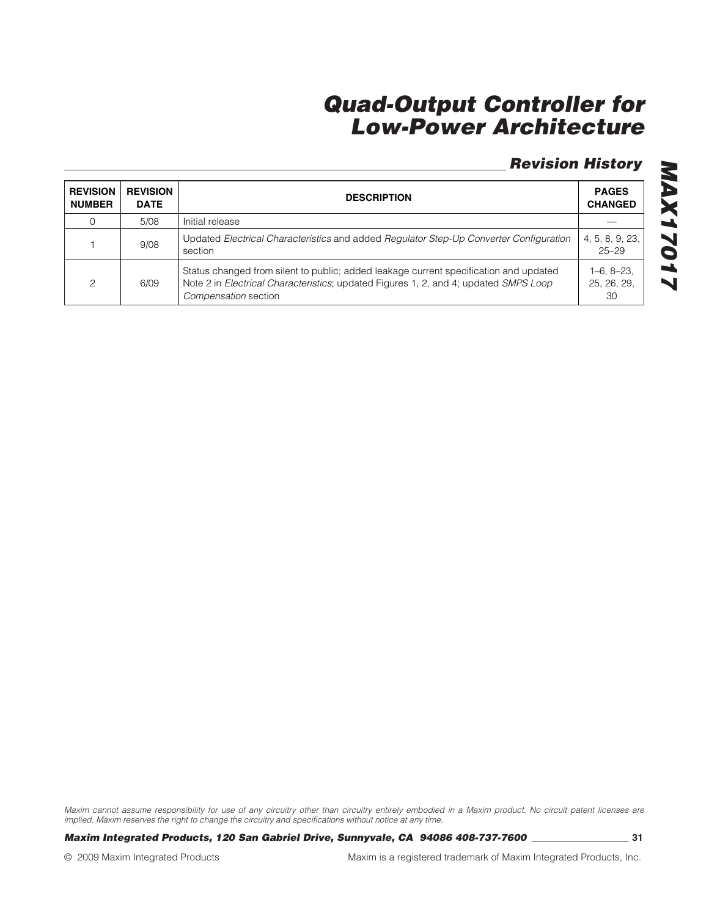## Revision History

| REVISION NUMBER | REVISION DATE | DESCRIPTION | PAGES CHANGED |
|---|---|---|---|
| 0 | 5/08 | Initial release | — |
| 1 | 9/08 | Updated *Electrical Characteristics* and added *Regulator Step-Up Converter Configuration* section | 4, 5, 8, 9, 23, 25–29 |
| 2 | 6/09 | Status changed from silent to public; added leakage current specification and updated Note 2 in *Electrical Characteristics*; updated Figures 1, 2, and 4; updated *SMPS Loop Compensation* section | 1–6, 8–23, 25, 26, 29, 30 |

*Maxim cannot assume responsibility for use of any circuitry other than circuitry entirely embodied in a Maxim product. No circuit patent licenses are implied. Maxim reserves the right to change the circuitry and specifications without notice at any time.*

***Maxim Integrated Products, 120 San Gabriel Drive, Sunnyvale, CA 94086 408-737-7600***

© 2009 Maxim Integrated Products

Maxim is a registered trademark of Maxim Integrated Products, Inc.